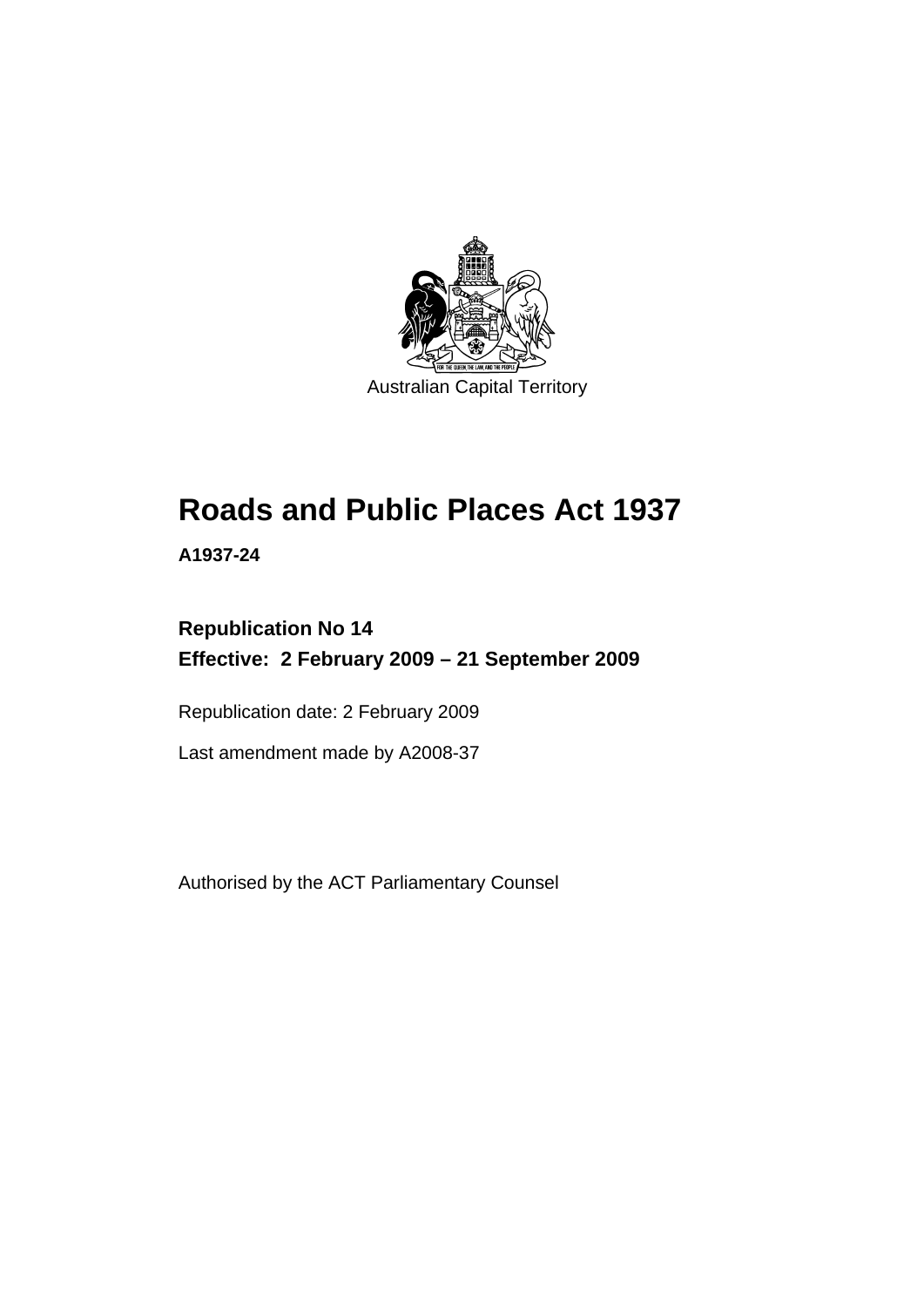Australian Capital Territory

# Roads and Public Places Act 1937

**A1937-24**

**Republication No 14**
**Effective: 2 February 2009 – 21 September 2009**

Republication date: 2 February 2009

Last amendment made by A2008-37

Authorised by the ACT Parliamentary Counsel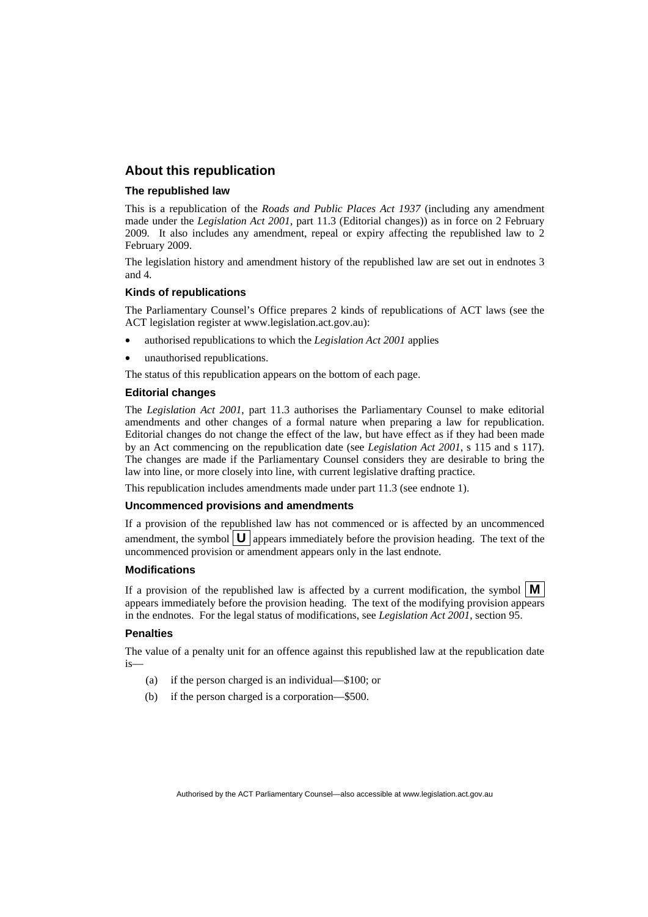## About this republication

### The republished law

This is a republication of the *Roads and Public Places Act 1937* (including any amendment made under the *Legislation Act 2001*, part 11.3 (Editorial changes)) as in force on 2 February 2009*.* It also includes any amendment, repeal or expiry affecting the republished law to 2 February 2009.

The legislation history and amendment history of the republished law are set out in endnotes 3 and 4.

### Kinds of republications

The Parliamentary Counsel's Office prepares 2 kinds of republications of ACT laws (see the ACT legislation register at www.legislation.act.gov.au):

- authorised republications to which the *Legislation Act 2001* applies
- unauthorised republications.

The status of this republication appears on the bottom of each page.

### Editorial changes

The *Legislation Act 2001*, part 11.3 authorises the Parliamentary Counsel to make editorial amendments and other changes of a formal nature when preparing a law for republication. Editorial changes do not change the effect of the law, but have effect as if they had been made by an Act commencing on the republication date (see *Legislation Act 2001*, s 115 and s 117). The changes are made if the Parliamentary Counsel considers they are desirable to bring the law into line, or more closely into line, with current legislative drafting practice.

This republication includes amendments made under part 11.3 (see endnote 1).

### Uncommenced provisions and amendments

If a provision of the republished law has not commenced or is affected by an uncommenced amendment, the symbol **U** appears immediately before the provision heading. The text of the uncommenced provision or amendment appears only in the last endnote.

### Modifications

If a provision of the republished law is affected by a current modification, the symbol **M** appears immediately before the provision heading. The text of the modifying provision appears in the endnotes. For the legal status of modifications, see *Legislation Act 2001*, section 95.

### Penalties

The value of a penalty unit for an offence against this republished law at the republication date is—

(a) if the person charged is an individual—$100; or

(b) if the person charged is a corporation—$500.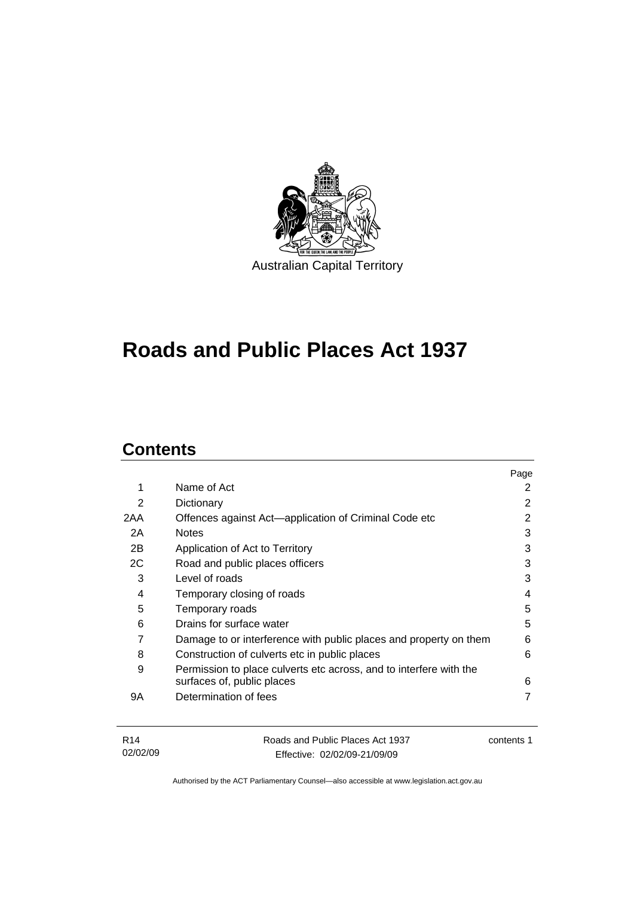Australian Capital Territory

# Roads and Public Places Act 1937

## Contents

| | | Page |
|---|---|---|
| 1 | Name of Act | 2 |
| 2 | Dictionary | 2 |
| 2AA | Offences against Act—application of Criminal Code etc | 2 |
| 2A | Notes | 3 |
| 2B | Application of Act to Territory | 3 |
| 2C | Road and public places officers | 3 |
| 3 | Level of roads | 3 |
| 4 | Temporary closing of roads | 4 |
| 5 | Temporary roads | 5 |
| 6 | Drains for surface water | 5 |
| 7 | Damage to or interference with public places and property on them | 6 |
| 8 | Construction of culverts etc in public places | 6 |
| 9 | Permission to place culverts etc across, and to interfere with the surfaces of, public places | 6 |
| 9A | Determination of fees | 7 |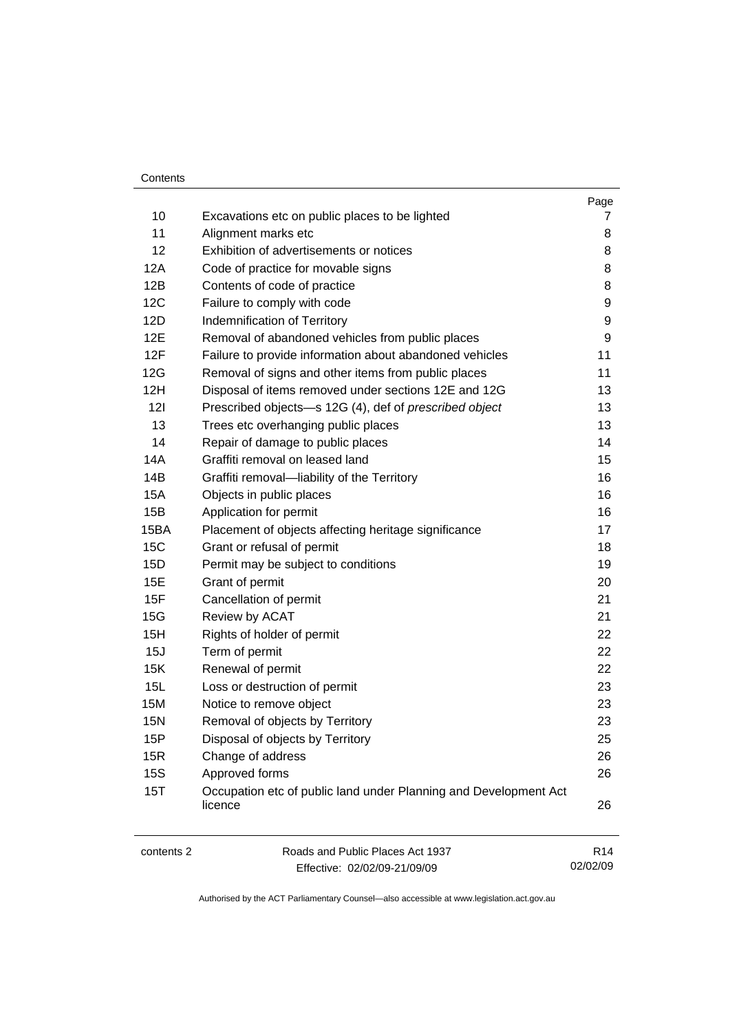| | | Page |
|---|---|---|
| 10 | Excavations etc on public places to be lighted | 7 |
| 11 | Alignment marks etc | 8 |
| 12 | Exhibition of advertisements or notices | 8 |
| 12A | Code of practice for movable signs | 8 |
| 12B | Contents of code of practice | 8 |
| 12C | Failure to comply with code | 9 |
| 12D | Indemnification of Territory | 9 |
| 12E | Removal of abandoned vehicles from public places | 9 |
| 12F | Failure to provide information about abandoned vehicles | 11 |
| 12G | Removal of signs and other items from public places | 11 |
| 12H | Disposal of items removed under sections 12E and 12G | 13 |
| 12I | Prescribed objects—s 12G (4), def of *prescribed object* | 13 |
| 13 | Trees etc overhanging public places | 13 |
| 14 | Repair of damage to public places | 14 |
| 14A | Graffiti removal on leased land | 15 |
| 14B | Graffiti removal—liability of the Territory | 16 |
| 15A | Objects in public places | 16 |
| 15B | Application for permit | 16 |
| 15BA | Placement of objects affecting heritage significance | 17 |
| 15C | Grant or refusal of permit | 18 |
| 15D | Permit may be subject to conditions | 19 |
| 15E | Grant of permit | 20 |
| 15F | Cancellation of permit | 21 |
| 15G | Review by ACAT | 21 |
| 15H | Rights of holder of permit | 22 |
| 15J | Term of permit | 22 |
| 15K | Renewal of permit | 22 |
| 15L | Loss or destruction of permit | 23 |
| 15M | Notice to remove object | 23 |
| 15N | Removal of objects by Territory | 23 |
| 15P | Disposal of objects by Territory | 25 |
| 15R | Change of address | 26 |
| 15S | Approved forms | 26 |
| 15T | Occupation etc of public land under Planning and Development Act licence | 26 |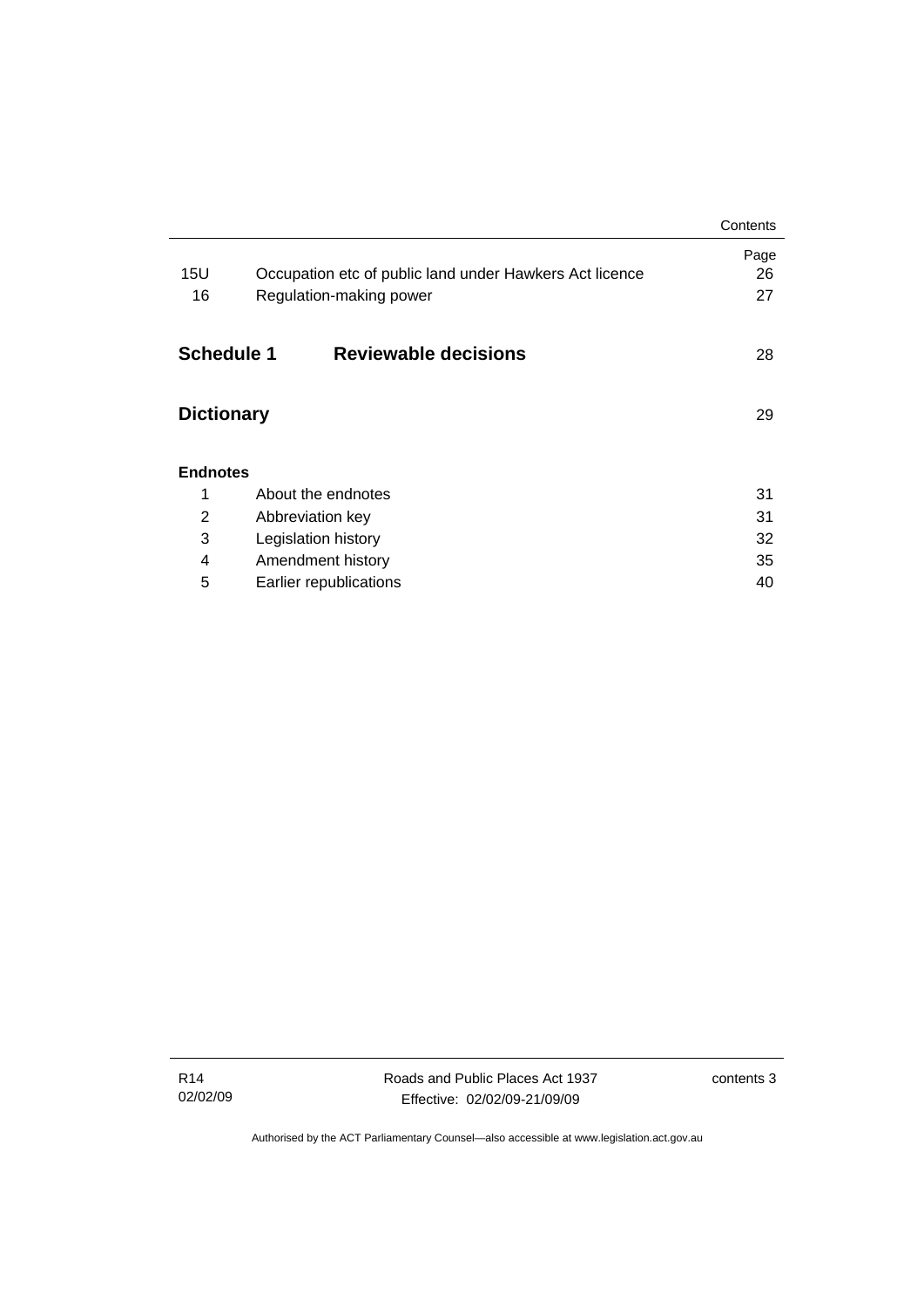| | | Page |
|---|---|---|
| 15U | Occupation etc of public land under Hawkers Act licence | 26 |
| 16 | Regulation-making power | 27 |

**Schedule 1 Reviewable decisions** 28

**Dictionary** 29

**Endnotes**

| | | |
|---|---|---|
| 1 | About the endnotes | 31 |
| 2 | Abbreviation key | 31 |
| 3 | Legislation history | 32 |
| 4 | Amendment history | 35 |
| 5 | Earlier republications | 40 |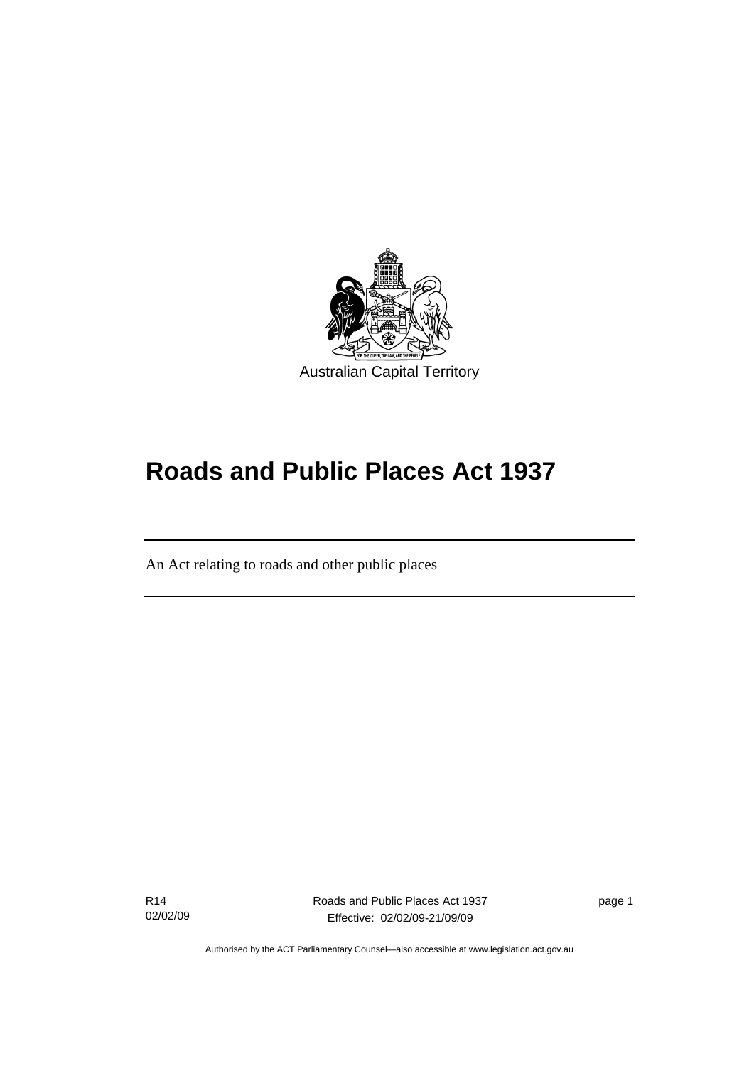Australian Capital Territory

# Roads and Public Places Act 1937

An Act relating to roads and other public places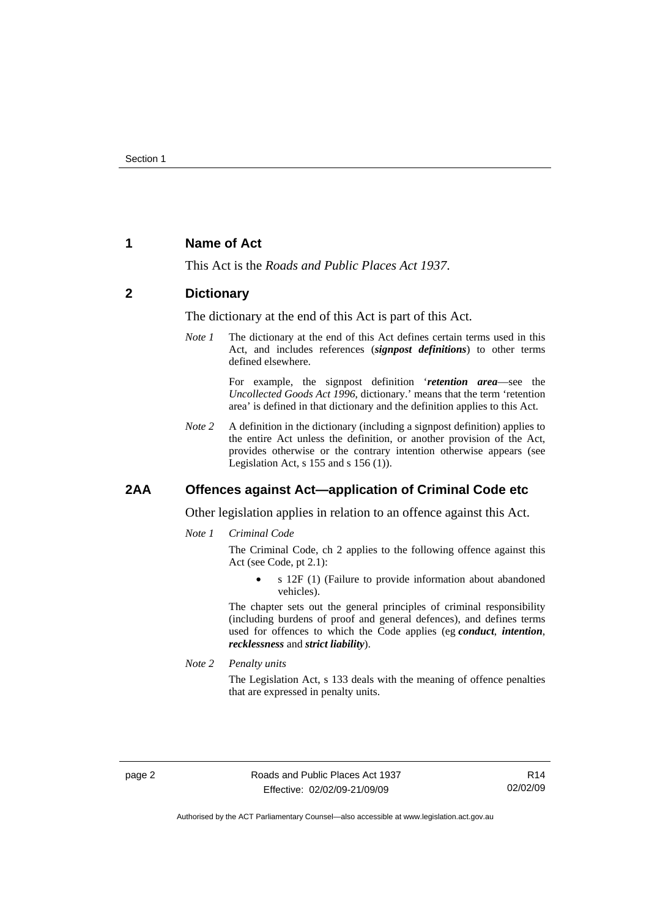## 1 Name of Act

This Act is the *Roads and Public Places Act 1937*.

## 2 Dictionary

The dictionary at the end of this Act is part of this Act.

*Note 1* The dictionary at the end of this Act defines certain terms used in this Act, and includes references (***signpost definitions***) to other terms defined elsewhere.

For example, the signpost definition '***retention area***—see the *Uncollected Goods Act 1996*, dictionary.' means that the term 'retention area' is defined in that dictionary and the definition applies to this Act.

*Note 2* A definition in the dictionary (including a signpost definition) applies to the entire Act unless the definition, or another provision of the Act, provides otherwise or the contrary intention otherwise appears (see Legislation Act, s 155 and s 156 (1)).

## 2AA Offences against Act—application of Criminal Code etc

Other legislation applies in relation to an offence against this Act.

*Note 1* *Criminal Code*

The Criminal Code, ch 2 applies to the following offence against this Act (see Code, pt 2.1):

- s 12F (1) (Failure to provide information about abandoned vehicles).

The chapter sets out the general principles of criminal responsibility (including burdens of proof and general defences), and defines terms used for offences to which the Code applies (eg ***conduct***, ***intention***, ***recklessness*** and ***strict liability***).

*Note 2* *Penalty units*

The Legislation Act, s 133 deals with the meaning of offence penalties that are expressed in penalty units.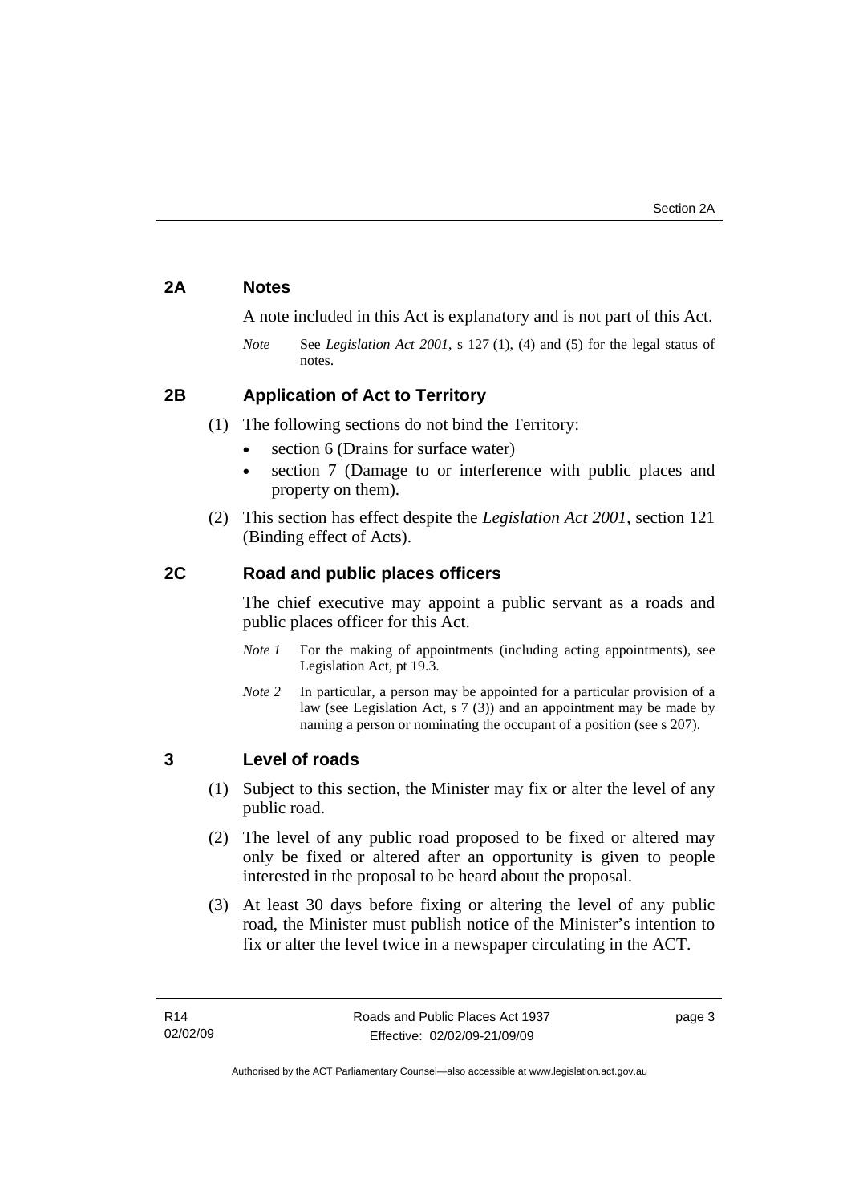## 2A Notes

A note included in this Act is explanatory and is not part of this Act.

*Note* See *Legislation Act 2001*, s 127 (1), (4) and (5) for the legal status of notes.

## 2B Application of Act to Territory

(1) The following sections do not bind the Territory:

- section 6 (Drains for surface water)
- section 7 (Damage to or interference with public places and property on them).

(2) This section has effect despite the *Legislation Act 2001*, section 121 (Binding effect of Acts).

## 2C Road and public places officers

The chief executive may appoint a public servant as a roads and public places officer for this Act.

*Note 1* For the making of appointments (including acting appointments), see Legislation Act, pt 19.3.

*Note 2* In particular, a person may be appointed for a particular provision of a law (see Legislation Act, s 7 (3)) and an appointment may be made by naming a person or nominating the occupant of a position (see s 207).

## 3 Level of roads

(1) Subject to this section, the Minister may fix or alter the level of any public road.

(2) The level of any public road proposed to be fixed or altered may only be fixed or altered after an opportunity is given to people interested in the proposal to be heard about the proposal.

(3) At least 30 days before fixing or altering the level of any public road, the Minister must publish notice of the Minister's intention to fix or alter the level twice in a newspaper circulating in the ACT.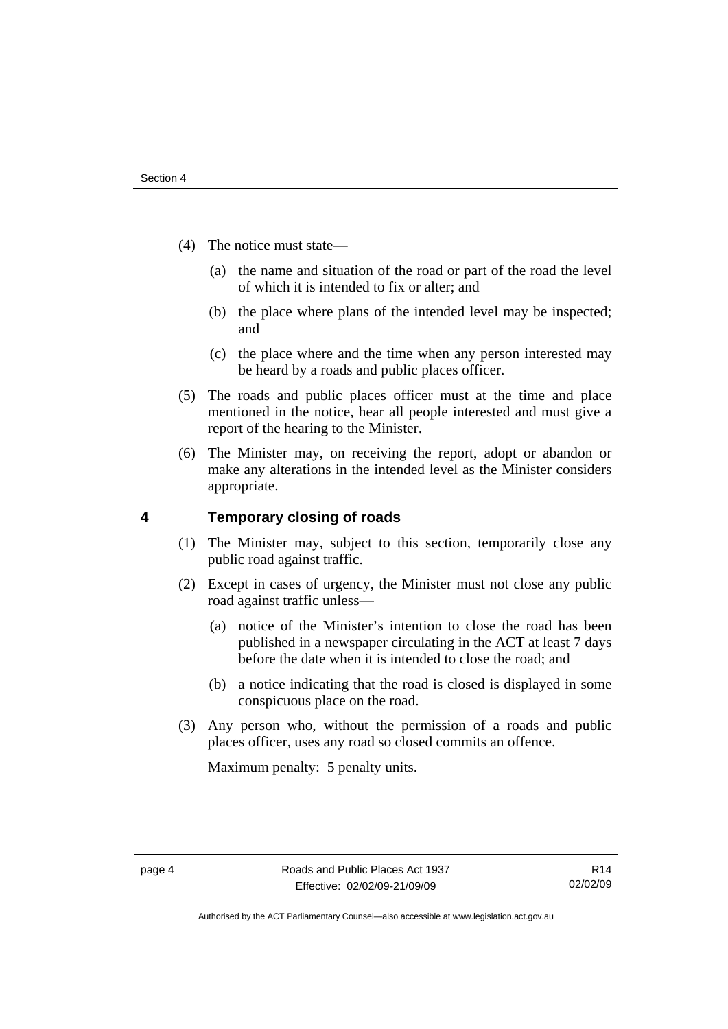(4) The notice must state—

(a) the name and situation of the road or part of the road the level of which it is intended to fix or alter; and

(b) the place where plans of the intended level may be inspected; and

(c) the place where and the time when any person interested may be heard by a roads and public places officer.

(5) The roads and public places officer must at the time and place mentioned in the notice, hear all people interested and must give a report of the hearing to the Minister.

(6) The Minister may, on receiving the report, adopt or abandon or make any alterations in the intended level as the Minister considers appropriate.

## 4 Temporary closing of roads

(1) The Minister may, subject to this section, temporarily close any public road against traffic.

(2) Except in cases of urgency, the Minister must not close any public road against traffic unless—

(a) notice of the Minister's intention to close the road has been published in a newspaper circulating in the ACT at least 7 days before the date when it is intended to close the road; and

(b) a notice indicating that the road is closed is displayed in some conspicuous place on the road.

(3) Any person who, without the permission of a roads and public places officer, uses any road so closed commits an offence.

Maximum penalty: 5 penalty units.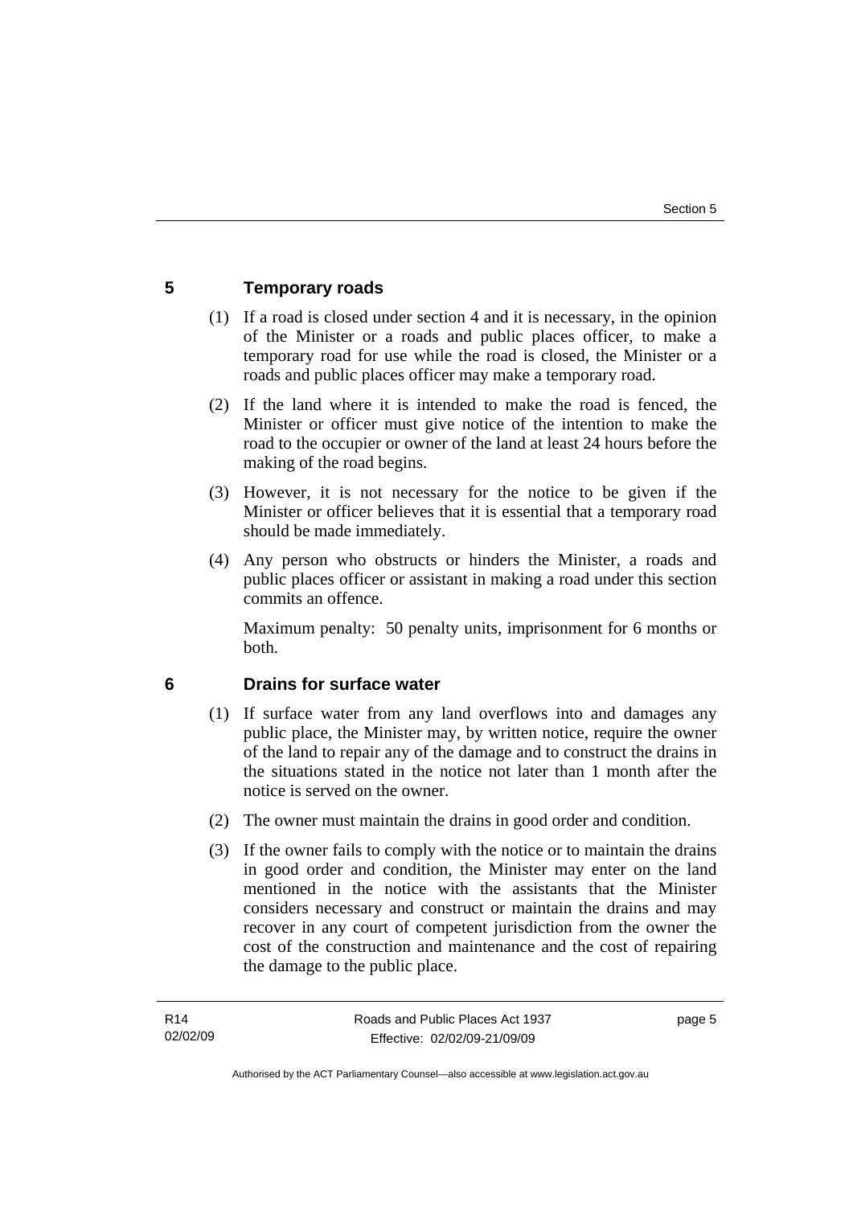## 5 Temporary roads

(1) If a road is closed under section 4 and it is necessary, in the opinion of the Minister or a roads and public places officer, to make a temporary road for use while the road is closed, the Minister or a roads and public places officer may make a temporary road.

(2) If the land where it is intended to make the road is fenced, the Minister or officer must give notice of the intention to make the road to the occupier or owner of the land at least 24 hours before the making of the road begins.

(3) However, it is not necessary for the notice to be given if the Minister or officer believes that it is essential that a temporary road should be made immediately.

(4) Any person who obstructs or hinders the Minister, a roads and public places officer or assistant in making a road under this section commits an offence.

Maximum penalty: 50 penalty units, imprisonment for 6 months or both.

## 6 Drains for surface water

(1) If surface water from any land overflows into and damages any public place, the Minister may, by written notice, require the owner of the land to repair any of the damage and to construct the drains in the situations stated in the notice not later than 1 month after the notice is served on the owner.

(2) The owner must maintain the drains in good order and condition.

(3) If the owner fails to comply with the notice or to maintain the drains in good order and condition, the Minister may enter on the land mentioned in the notice with the assistants that the Minister considers necessary and construct or maintain the drains and may recover in any court of competent jurisdiction from the owner the cost of the construction and maintenance and the cost of repairing the damage to the public place.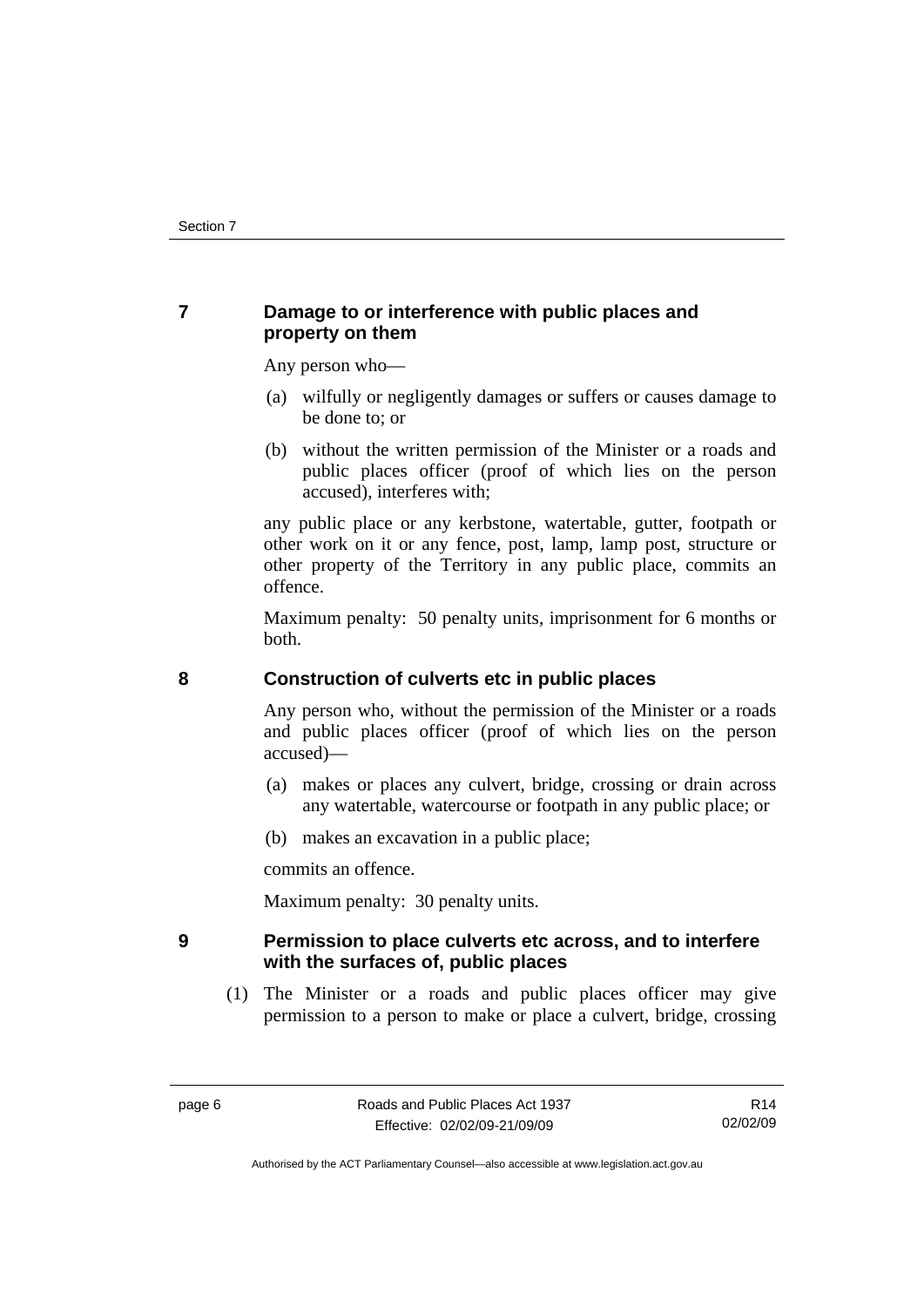## 7 Damage to or interference with public places and property on them

Any person who—

(a) wilfully or negligently damages or suffers or causes damage to be done to; or

(b) without the written permission of the Minister or a roads and public places officer (proof of which lies on the person accused), interferes with;

any public place or any kerbstone, watertable, gutter, footpath or other work on it or any fence, post, lamp, lamp post, structure or other property of the Territory in any public place, commits an offence.

Maximum penalty: 50 penalty units, imprisonment for 6 months or both.

## 8 Construction of culverts etc in public places

Any person who, without the permission of the Minister or a roads and public places officer (proof of which lies on the person accused)—

(a) makes or places any culvert, bridge, crossing or drain across any watertable, watercourse or footpath in any public place; or

(b) makes an excavation in a public place;

commits an offence.

Maximum penalty: 30 penalty units.

## 9 Permission to place culverts etc across, and to interfere with the surfaces of, public places

(1) The Minister or a roads and public places officer may give permission to a person to make or place a culvert, bridge, crossing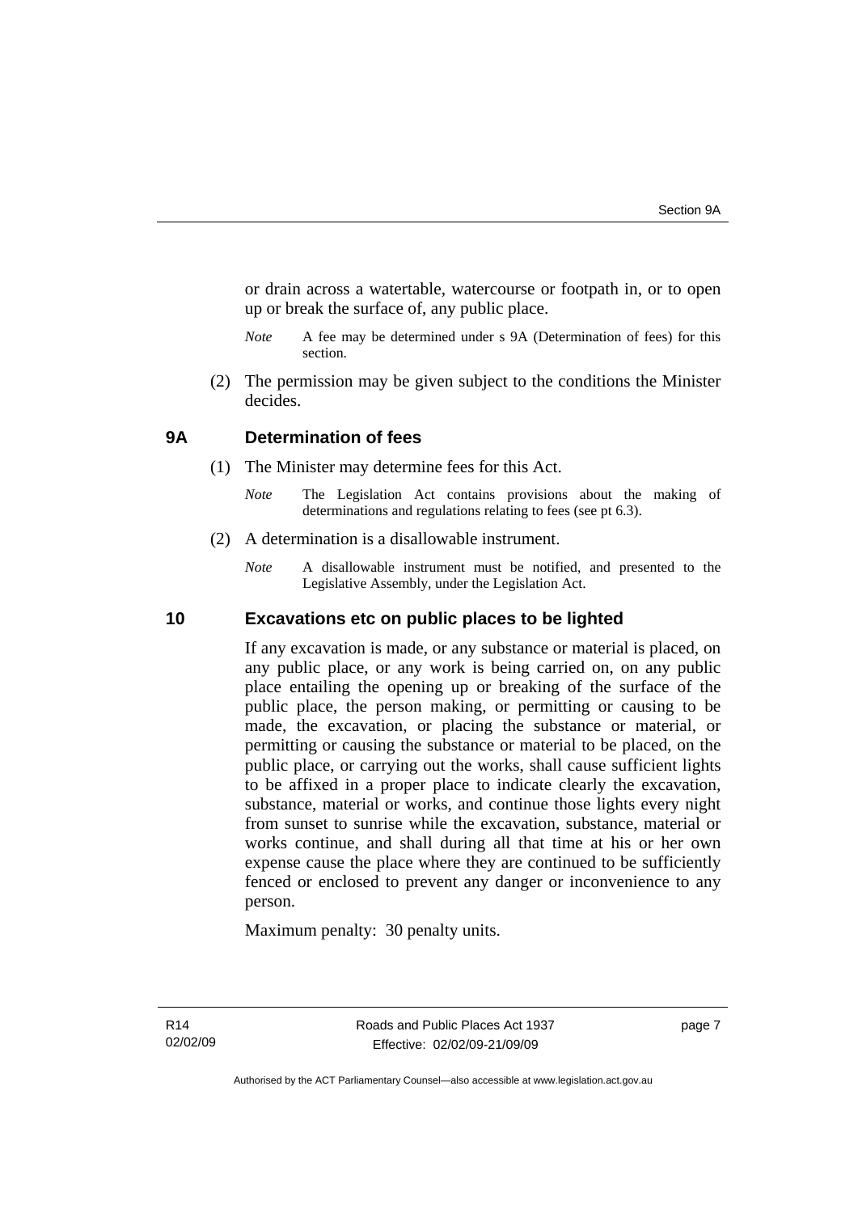or drain across a watertable, watercourse or footpath in, or to open up or break the surface of, any public place.

*Note* A fee may be determined under s 9A (Determination of fees) for this section.

(2) The permission may be given subject to the conditions the Minister decides.

## 9A Determination of fees

(1) The Minister may determine fees for this Act.

*Note* The Legislation Act contains provisions about the making of determinations and regulations relating to fees (see pt 6.3).

(2) A determination is a disallowable instrument.

*Note* A disallowable instrument must be notified, and presented to the Legislative Assembly, under the Legislation Act.

## 10 Excavations etc on public places to be lighted

If any excavation is made, or any substance or material is placed, on any public place, or any work is being carried on, on any public place entailing the opening up or breaking of the surface of the public place, the person making, or permitting or causing to be made, the excavation, or placing the substance or material, or permitting or causing the substance or material to be placed, on the public place, or carrying out the works, shall cause sufficient lights to be affixed in a proper place to indicate clearly the excavation, substance, material or works, and continue those lights every night from sunset to sunrise while the excavation, substance, material or works continue, and shall during all that time at his or her own expense cause the place where they are continued to be sufficiently fenced or enclosed to prevent any danger or inconvenience to any person.

Maximum penalty: 30 penalty units.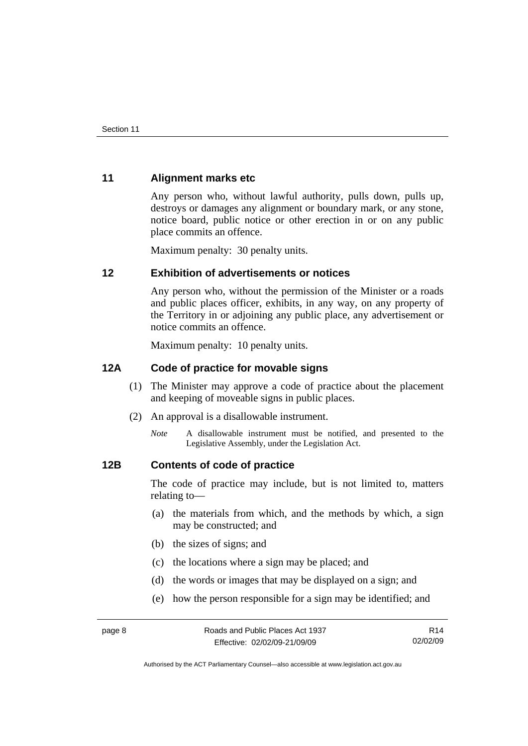## 11 Alignment marks etc

Any person who, without lawful authority, pulls down, pulls up, destroys or damages any alignment or boundary mark, or any stone, notice board, public notice or other erection in or on any public place commits an offence.

Maximum penalty: 30 penalty units.

## 12 Exhibition of advertisements or notices

Any person who, without the permission of the Minister or a roads and public places officer, exhibits, in any way, on any property of the Territory in or adjoining any public place, any advertisement or notice commits an offence.

Maximum penalty: 10 penalty units.

## 12A Code of practice for movable signs

(1) The Minister may approve a code of practice about the placement and keeping of moveable signs in public places.

(2) An approval is a disallowable instrument.

*Note* A disallowable instrument must be notified, and presented to the Legislative Assembly, under the Legislation Act.

## 12B Contents of code of practice

The code of practice may include, but is not limited to, matters relating to—

(a) the materials from which, and the methods by which, a sign may be constructed; and

(b) the sizes of signs; and

(c) the locations where a sign may be placed; and

(d) the words or images that may be displayed on a sign; and

(e) how the person responsible for a sign may be identified; and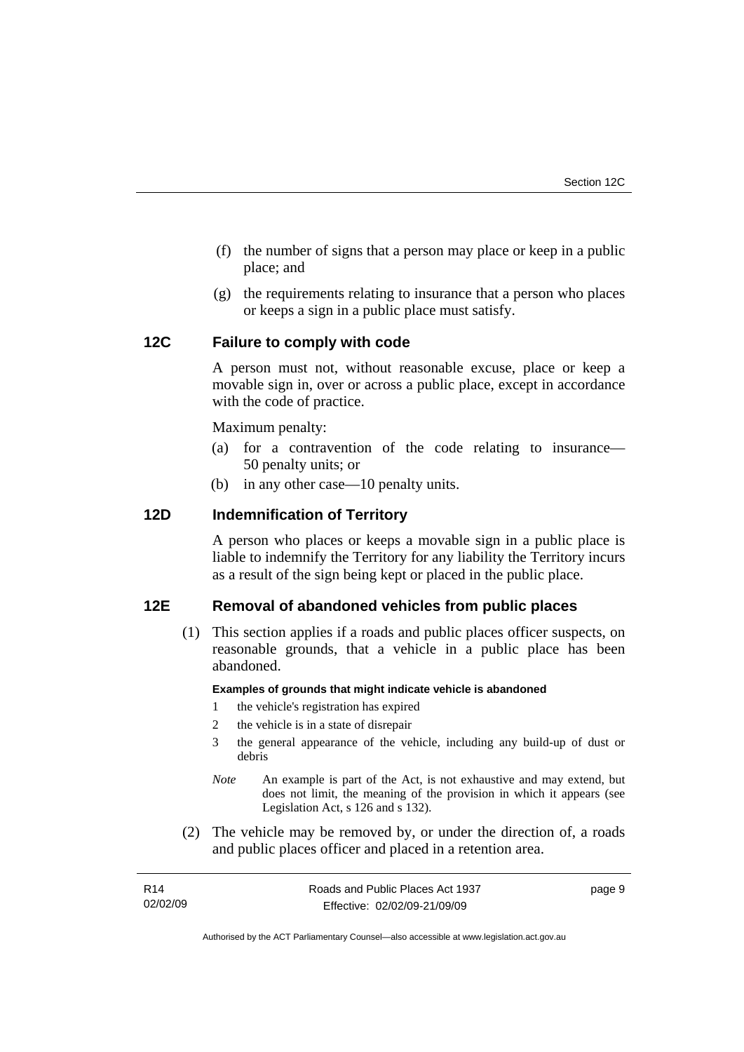(f) the number of signs that a person may place or keep in a public place; and

(g) the requirements relating to insurance that a person who places or keeps a sign in a public place must satisfy.

### 12C Failure to comply with code

A person must not, without reasonable excuse, place or keep a movable sign in, over or across a public place, except in accordance with the code of practice.

Maximum penalty:

(a) for a contravention of the code relating to insurance—50 penalty units; or

(b) in any other case—10 penalty units.

### 12D Indemnification of Territory

A person who places or keeps a movable sign in a public place is liable to indemnify the Territory for any liability the Territory incurs as a result of the sign being kept or placed in the public place.

### 12E Removal of abandoned vehicles from public places

(1) This section applies if a roads and public places officer suspects, on reasonable grounds, that a vehicle in a public place has been abandoned.

**Examples of grounds that might indicate vehicle is abandoned**

1 the vehicle's registration has expired

2 the vehicle is in a state of disrepair

3 the general appearance of the vehicle, including any build-up of dust or debris

*Note* An example is part of the Act, is not exhaustive and may extend, but does not limit, the meaning of the provision in which it appears (see Legislation Act, s 126 and s 132).

(2) The vehicle may be removed by, or under the direction of, a roads and public places officer and placed in a retention area.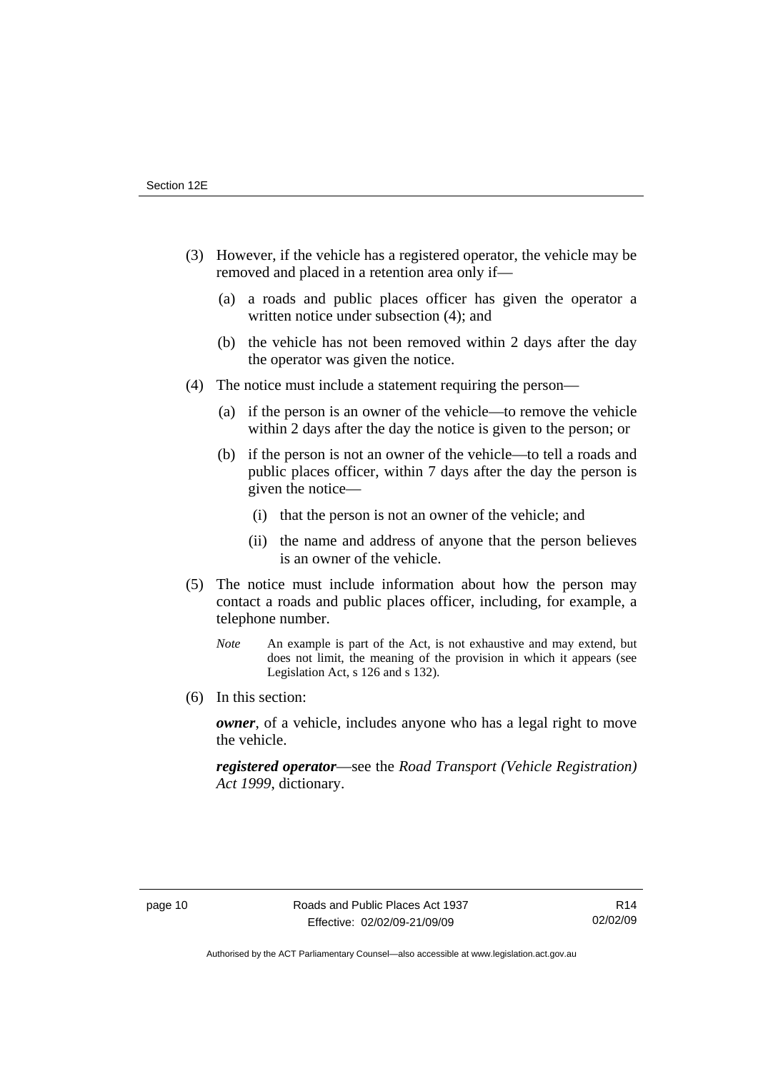(3) However, if the vehicle has a registered operator, the vehicle may be removed and placed in a retention area only if—

   (a) a roads and public places officer has given the operator a written notice under subsection (4); and

   (b) the vehicle has not been removed within 2 days after the day the operator was given the notice.

(4) The notice must include a statement requiring the person—

   (a) if the person is an owner of the vehicle—to remove the vehicle within 2 days after the day the notice is given to the person; or

   (b) if the person is not an owner of the vehicle—to tell a roads and public places officer, within 7 days after the day the person is given the notice—

      (i) that the person is not an owner of the vehicle; and

      (ii) the name and address of anyone that the person believes is an owner of the vehicle.

(5) The notice must include information about how the person may contact a roads and public places officer, including, for example, a telephone number.

   *Note* An example is part of the Act, is not exhaustive and may extend, but does not limit, the meaning of the provision in which it appears (see Legislation Act, s 126 and s 132).

(6) In this section:

   ***owner***, of a vehicle, includes anyone who has a legal right to move the vehicle.

   ***registered operator***—see the *Road Transport (Vehicle Registration) Act 1999*, dictionary.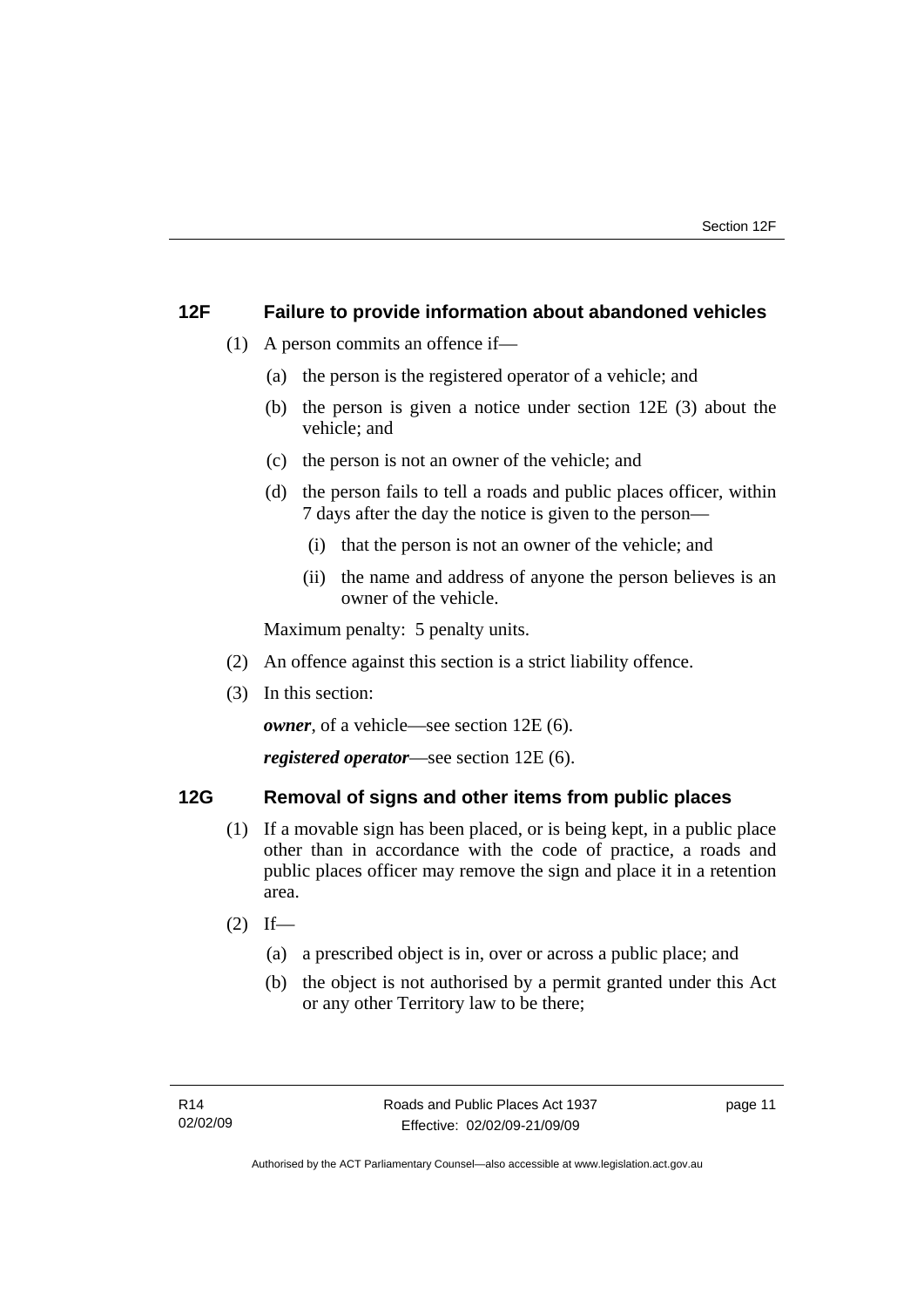## 12F Failure to provide information about abandoned vehicles

(1) A person commits an offence if—

(a) the person is the registered operator of a vehicle; and

(b) the person is given a notice under section 12E (3) about the vehicle; and

(c) the person is not an owner of the vehicle; and

(d) the person fails to tell a roads and public places officer, within 7 days after the day the notice is given to the person—

(i) that the person is not an owner of the vehicle; and

(ii) the name and address of anyone the person believes is an owner of the vehicle.

Maximum penalty: 5 penalty units.

(2) An offence against this section is a strict liability offence.

(3) In this section:

***owner***, of a vehicle—see section 12E (6).

***registered operator***—see section 12E (6).

## 12G Removal of signs and other items from public places

(1) If a movable sign has been placed, or is being kept, in a public place other than in accordance with the code of practice, a roads and public places officer may remove the sign and place it in a retention area.

(2) If—

(a) a prescribed object is in, over or across a public place; and

(b) the object is not authorised by a permit granted under this Act or any other Territory law to be there;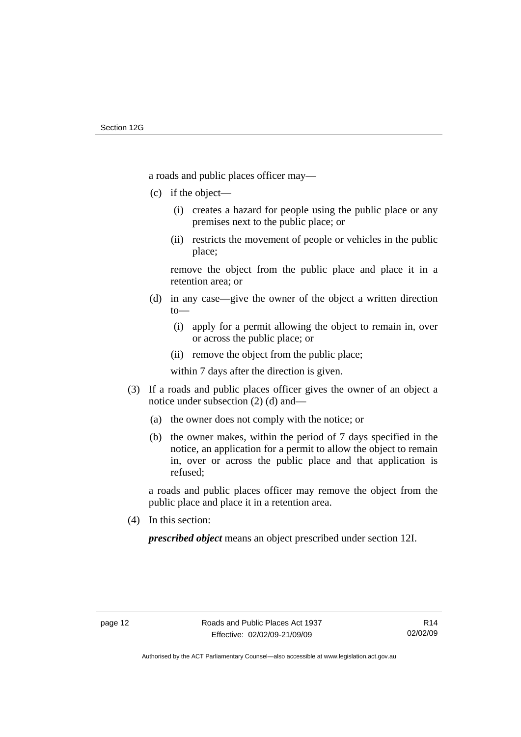a roads and public places officer may—

(c) if the object—

(i) creates a hazard for people using the public place or any premises next to the public place; or

(ii) restricts the movement of people or vehicles in the public place;

remove the object from the public place and place it in a retention area; or

(d) in any case—give the owner of the object a written direction to—

(i) apply for a permit allowing the object to remain in, over or across the public place; or

(ii) remove the object from the public place;

within 7 days after the direction is given.

(3) If a roads and public places officer gives the owner of an object a notice under subsection (2) (d) and—

(a) the owner does not comply with the notice; or

(b) the owner makes, within the period of 7 days specified in the notice, an application for a permit to allow the object to remain in, over or across the public place and that application is refused;

a roads and public places officer may remove the object from the public place and place it in a retention area.

(4) In this section:

***prescribed object*** means an object prescribed under section 12I.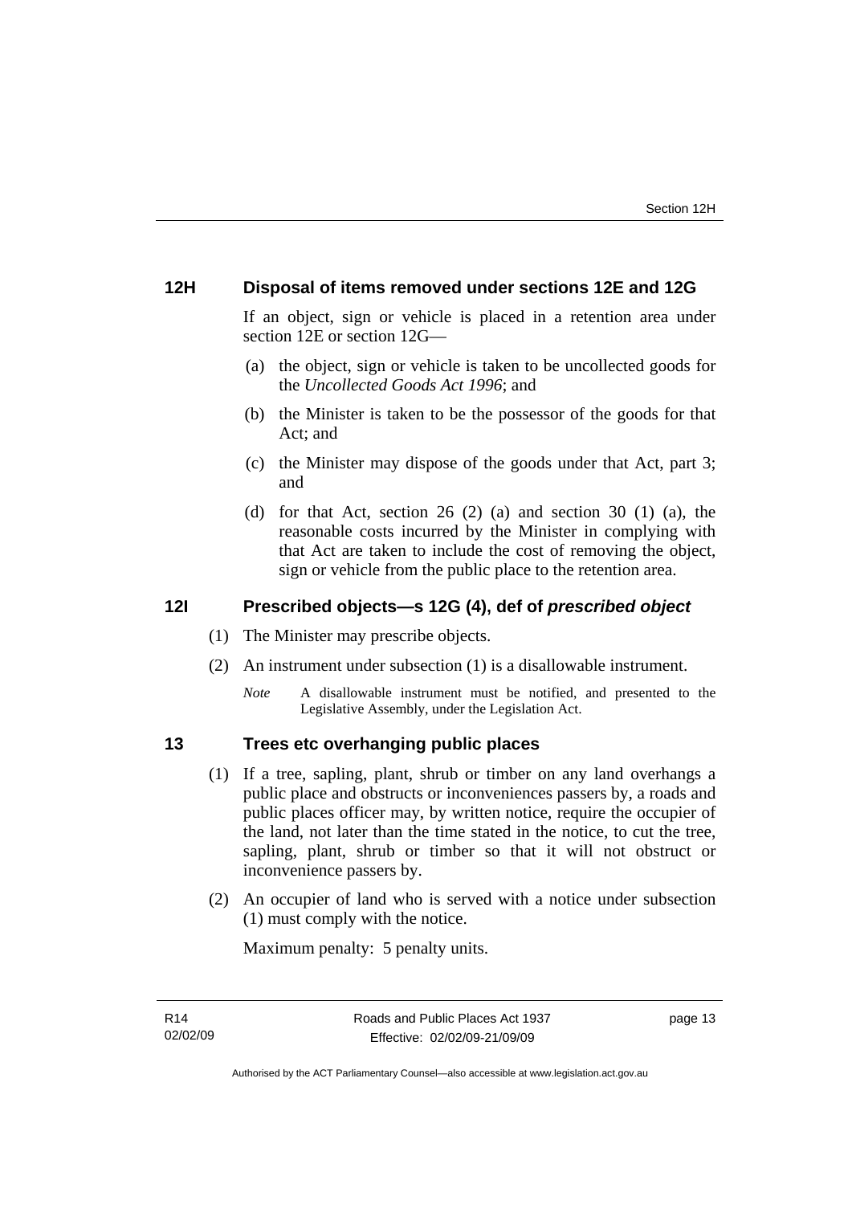## 12H Disposal of items removed under sections 12E and 12G

If an object, sign or vehicle is placed in a retention area under section 12E or section 12G—

(a) the object, sign or vehicle is taken to be uncollected goods for the *Uncollected Goods Act 1996*; and

(b) the Minister is taken to be the possessor of the goods for that Act; and

(c) the Minister may dispose of the goods under that Act, part 3; and

(d) for that Act, section 26 (2) (a) and section 30 (1) (a), the reasonable costs incurred by the Minister in complying with that Act are taken to include the cost of removing the object, sign or vehicle from the public place to the retention area.

## 12I Prescribed objects—s 12G (4), def of *prescribed object*

(1) The Minister may prescribe objects.

(2) An instrument under subsection (1) is a disallowable instrument.

*Note* A disallowable instrument must be notified, and presented to the Legislative Assembly, under the Legislation Act.

## 13 Trees etc overhanging public places

(1) If a tree, sapling, plant, shrub or timber on any land overhangs a public place and obstructs or inconveniences passers by, a roads and public places officer may, by written notice, require the occupier of the land, not later than the time stated in the notice, to cut the tree, sapling, plant, shrub or timber so that it will not obstruct or inconvenience passers by.

(2) An occupier of land who is served with a notice under subsection (1) must comply with the notice.

Maximum penalty: 5 penalty units.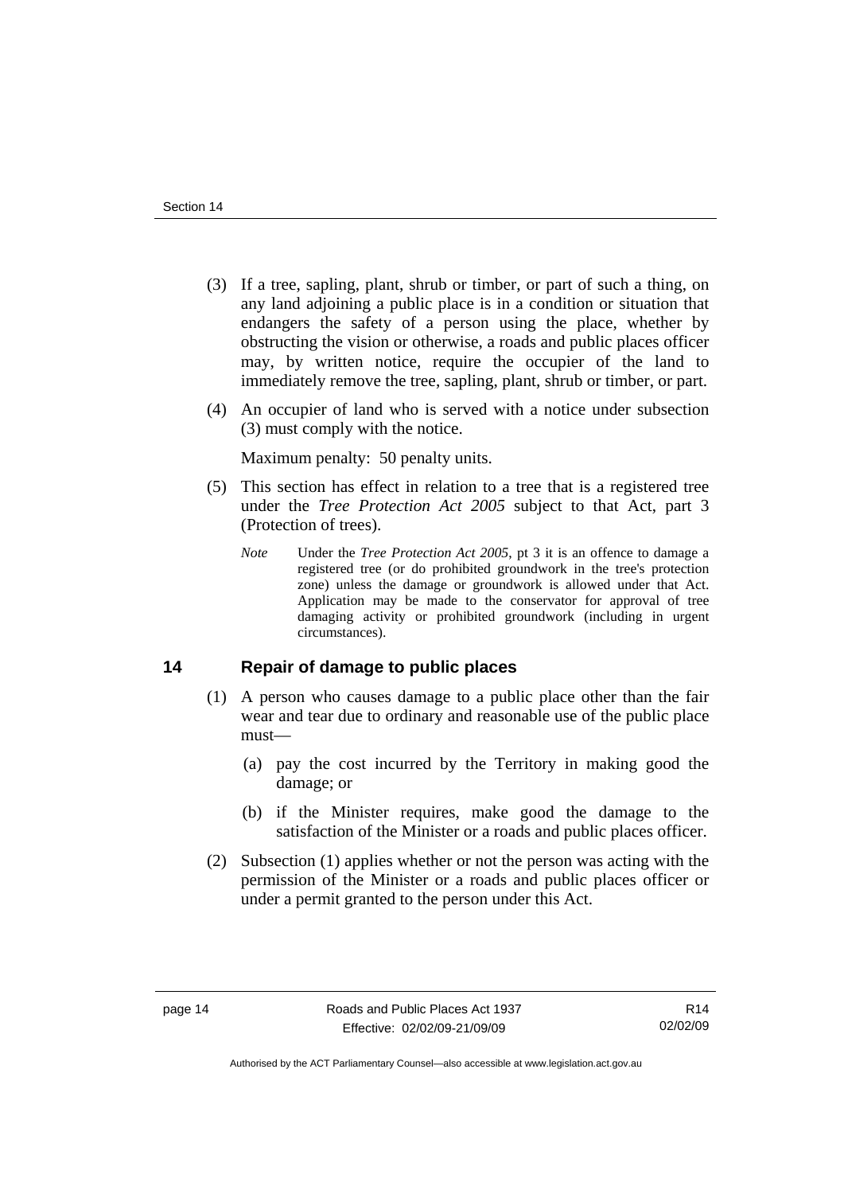(3) If a tree, sapling, plant, shrub or timber, or part of such a thing, on any land adjoining a public place is in a condition or situation that endangers the safety of a person using the place, whether by obstructing the vision or otherwise, a roads and public places officer may, by written notice, require the occupier of the land to immediately remove the tree, sapling, plant, shrub or timber, or part.

(4) An occupier of land who is served with a notice under subsection (3) must comply with the notice.

Maximum penalty: 50 penalty units.

(5) This section has effect in relation to a tree that is a registered tree under the *Tree Protection Act 2005* subject to that Act, part 3 (Protection of trees).

*Note* Under the *Tree Protection Act 2005*, pt 3 it is an offence to damage a registered tree (or do prohibited groundwork in the tree's protection zone) unless the damage or groundwork is allowed under that Act. Application may be made to the conservator for approval of tree damaging activity or prohibited groundwork (including in urgent circumstances).

## 14 Repair of damage to public places

(1) A person who causes damage to a public place other than the fair wear and tear due to ordinary and reasonable use of the public place must—

(a) pay the cost incurred by the Territory in making good the damage; or

(b) if the Minister requires, make good the damage to the satisfaction of the Minister or a roads and public places officer.

(2) Subsection (1) applies whether or not the person was acting with the permission of the Minister or a roads and public places officer or under a permit granted to the person under this Act.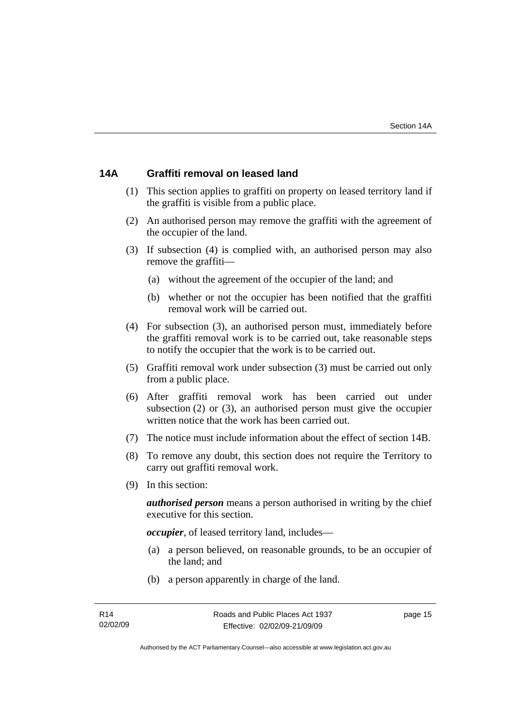## 14A Graffiti removal on leased land

(1) This section applies to graffiti on property on leased territory land if the graffiti is visible from a public place.

(2) An authorised person may remove the graffiti with the agreement of the occupier of the land.

(3) If subsection (4) is complied with, an authorised person may also remove the graffiti—

(a) without the agreement of the occupier of the land; and

(b) whether or not the occupier has been notified that the graffiti removal work will be carried out.

(4) For subsection (3), an authorised person must, immediately before the graffiti removal work is to be carried out, take reasonable steps to notify the occupier that the work is to be carried out.

(5) Graffiti removal work under subsection (3) must be carried out only from a public place.

(6) After graffiti removal work has been carried out under subsection (2) or (3), an authorised person must give the occupier written notice that the work has been carried out.

(7) The notice must include information about the effect of section 14B.

(8) To remove any doubt, this section does not require the Territory to carry out graffiti removal work.

(9) In this section:

***authorised person*** means a person authorised in writing by the chief executive for this section.

***occupier***, of leased territory land, includes—

(a) a person believed, on reasonable grounds, to be an occupier of the land; and

(b) a person apparently in charge of the land.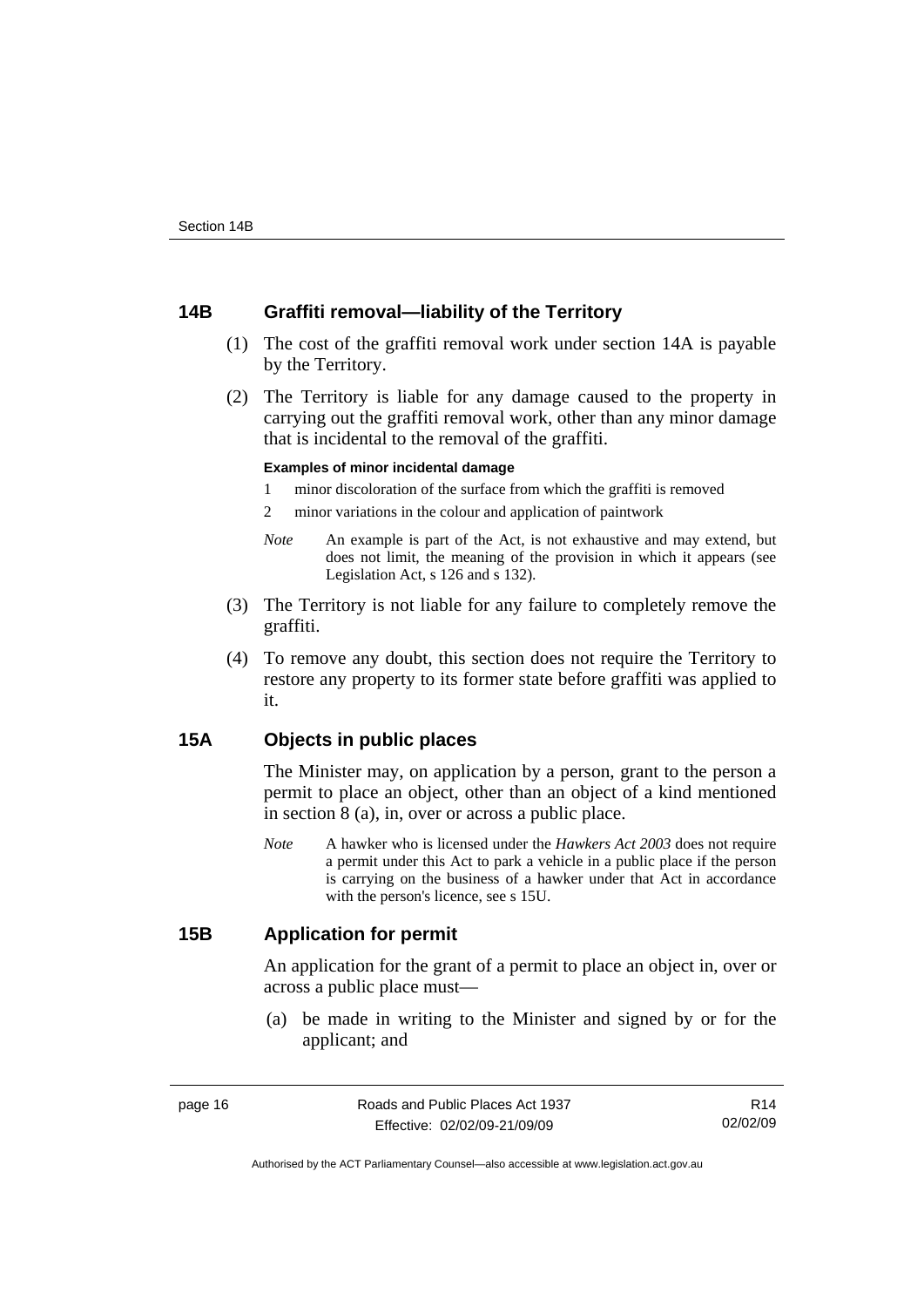## 14B Graffiti removal—liability of the Territory

(1) The cost of the graffiti removal work under section 14A is payable by the Territory.

(2) The Territory is liable for any damage caused to the property in carrying out the graffiti removal work, other than any minor damage that is incidental to the removal of the graffiti.

**Examples of minor incidental damage**

1 minor discoloration of the surface from which the graffiti is removed

2 minor variations in the colour and application of paintwork

*Note* An example is part of the Act, is not exhaustive and may extend, but does not limit, the meaning of the provision in which it appears (see Legislation Act, s 126 and s 132).

(3) The Territory is not liable for any failure to completely remove the graffiti.

(4) To remove any doubt, this section does not require the Territory to restore any property to its former state before graffiti was applied to it.

## 15A Objects in public places

The Minister may, on application by a person, grant to the person a permit to place an object, other than an object of a kind mentioned in section 8 (a), in, over or across a public place.

*Note* A hawker who is licensed under the *Hawkers Act 2003* does not require a permit under this Act to park a vehicle in a public place if the person is carrying on the business of a hawker under that Act in accordance with the person's licence, see s 15U.

## 15B Application for permit

An application for the grant of a permit to place an object in, over or across a public place must—

(a) be made in writing to the Minister and signed by or for the applicant; and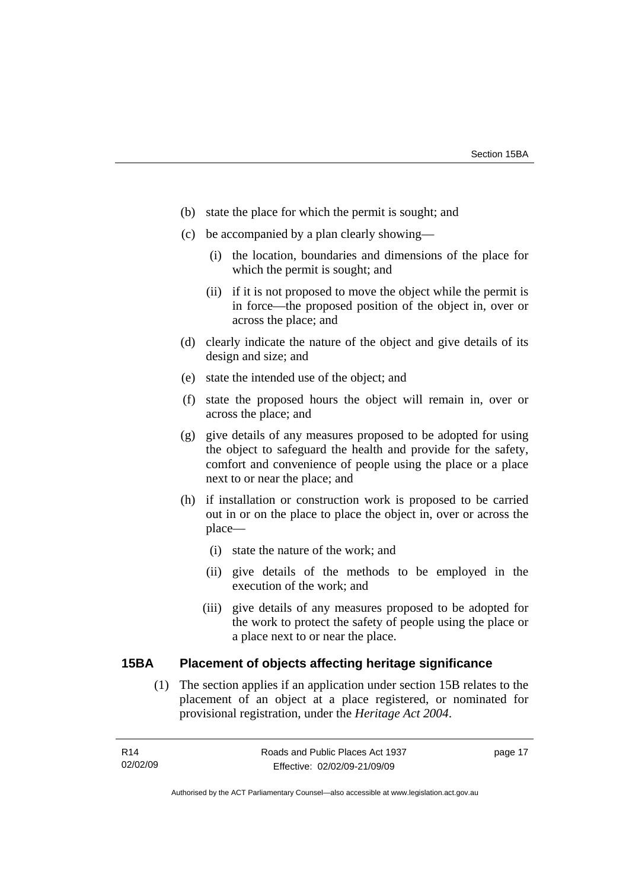(b) state the place for which the permit is sought; and

(c) be accompanied by a plan clearly showing—

  (i) the location, boundaries and dimensions of the place for which the permit is sought; and

  (ii) if it is not proposed to move the object while the permit is in force—the proposed position of the object in, over or across the place; and

(d) clearly indicate the nature of the object and give details of its design and size; and

(e) state the intended use of the object; and

(f) state the proposed hours the object will remain in, over or across the place; and

(g) give details of any measures proposed to be adopted for using the object to safeguard the health and provide for the safety, comfort and convenience of people using the place or a place next to or near the place; and

(h) if installation or construction work is proposed to be carried out in or on the place to place the object in, over or across the place—

  (i) state the nature of the work; and

  (ii) give details of the methods to be employed in the execution of the work; and

  (iii) give details of any measures proposed to be adopted for the work to protect the safety of people using the place or a place next to or near the place.

## 15BA Placement of objects affecting heritage significance

(1) The section applies if an application under section 15B relates to the placement of an object at a place registered, or nominated for provisional registration, under the *Heritage Act 2004*.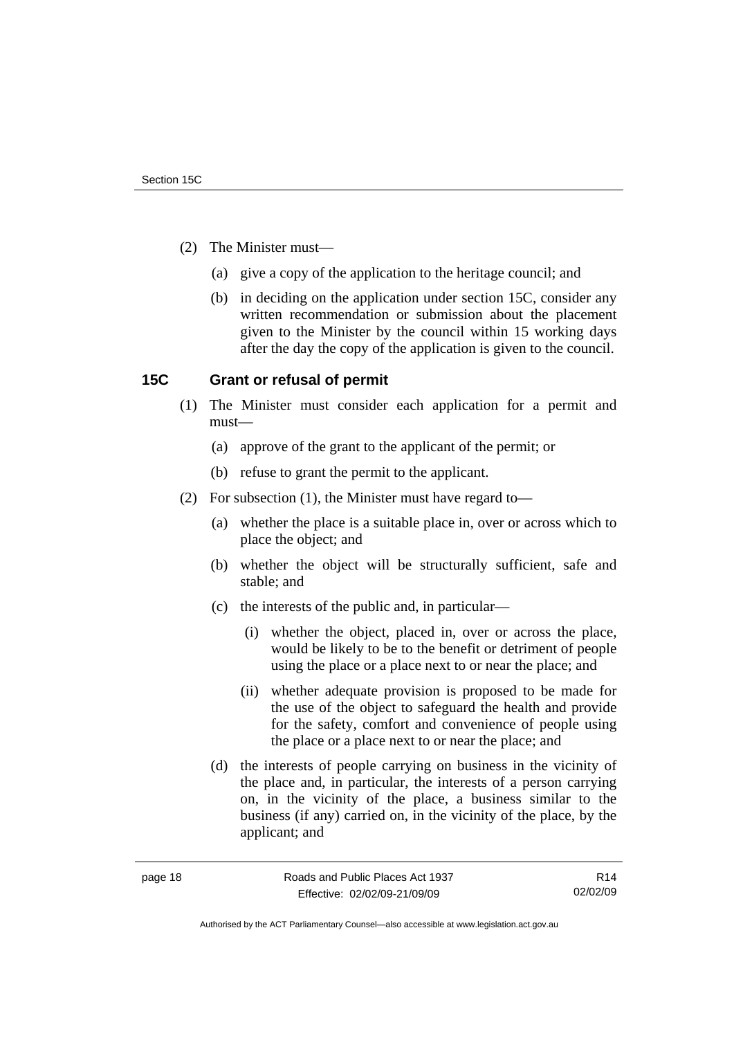(2) The Minister must—

(a) give a copy of the application to the heritage council; and

(b) in deciding on the application under section 15C, consider any written recommendation or submission about the placement given to the Minister by the council within 15 working days after the day the copy of the application is given to the council.

### 15C Grant or refusal of permit

(1) The Minister must consider each application for a permit and must—

(a) approve of the grant to the applicant of the permit; or

(b) refuse to grant the permit to the applicant.

(2) For subsection (1), the Minister must have regard to—

(a) whether the place is a suitable place in, over or across which to place the object; and

(b) whether the object will be structurally sufficient, safe and stable; and

(c) the interests of the public and, in particular—

(i) whether the object, placed in, over or across the place, would be likely to be to the benefit or detriment of people using the place or a place next to or near the place; and

(ii) whether adequate provision is proposed to be made for the use of the object to safeguard the health and provide for the safety, comfort and convenience of people using the place or a place next to or near the place; and

(d) the interests of people carrying on business in the vicinity of the place and, in particular, the interests of a person carrying on, in the vicinity of the place, a business similar to the business (if any) carried on, in the vicinity of the place, by the applicant; and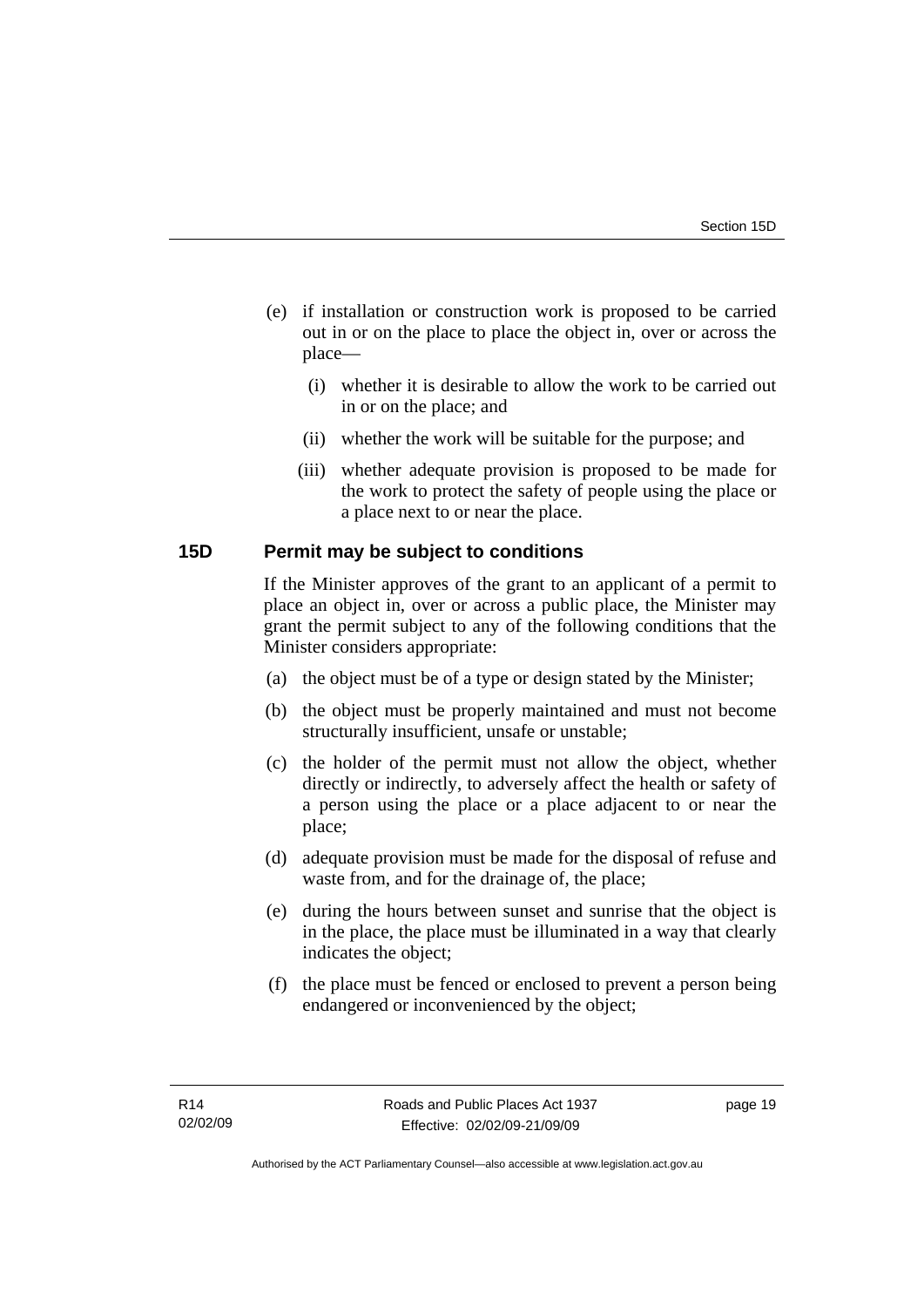(e) if installation or construction work is proposed to be carried out in or on the place to place the object in, over or across the place—

   (i) whether it is desirable to allow the work to be carried out in or on the place; and

   (ii) whether the work will be suitable for the purpose; and

   (iii) whether adequate provision is proposed to be made for the work to protect the safety of people using the place or a place next to or near the place.

### 15D Permit may be subject to conditions

If the Minister approves of the grant to an applicant of a permit to place an object in, over or across a public place, the Minister may grant the permit subject to any of the following conditions that the Minister considers appropriate:

(a) the object must be of a type or design stated by the Minister;

(b) the object must be properly maintained and must not become structurally insufficient, unsafe or unstable;

(c) the holder of the permit must not allow the object, whether directly or indirectly, to adversely affect the health or safety of a person using the place or a place adjacent to or near the place;

(d) adequate provision must be made for the disposal of refuse and waste from, and for the drainage of, the place;

(e) during the hours between sunset and sunrise that the object is in the place, the place must be illuminated in a way that clearly indicates the object;

(f) the place must be fenced or enclosed to prevent a person being endangered or inconvenienced by the object;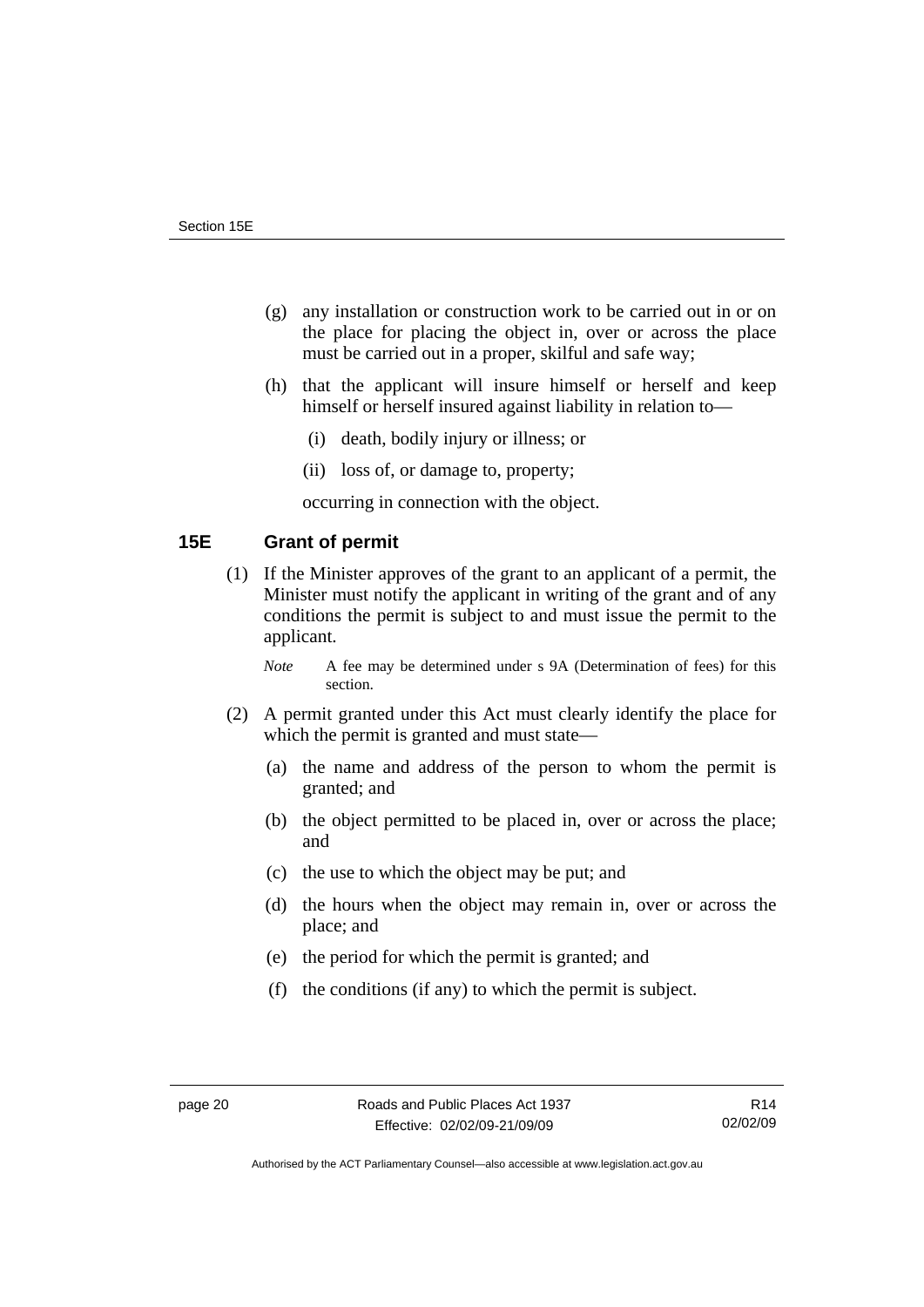(g) any installation or construction work to be carried out in or on the place for placing the object in, over or across the place must be carried out in a proper, skilful and safe way;

(h) that the applicant will insure himself or herself and keep himself or herself insured against liability in relation to—

(i) death, bodily injury or illness; or

(ii) loss of, or damage to, property;

occurring in connection with the object.

## 15E Grant of permit

(1) If the Minister approves of the grant to an applicant of a permit, the Minister must notify the applicant in writing of the grant and of any conditions the permit is subject to and must issue the permit to the applicant.

*Note* A fee may be determined under s 9A (Determination of fees) for this section.

(2) A permit granted under this Act must clearly identify the place for which the permit is granted and must state—

(a) the name and address of the person to whom the permit is granted; and

(b) the object permitted to be placed in, over or across the place; and

(c) the use to which the object may be put; and

(d) the hours when the object may remain in, over or across the place; and

(e) the period for which the permit is granted; and

(f) the conditions (if any) to which the permit is subject.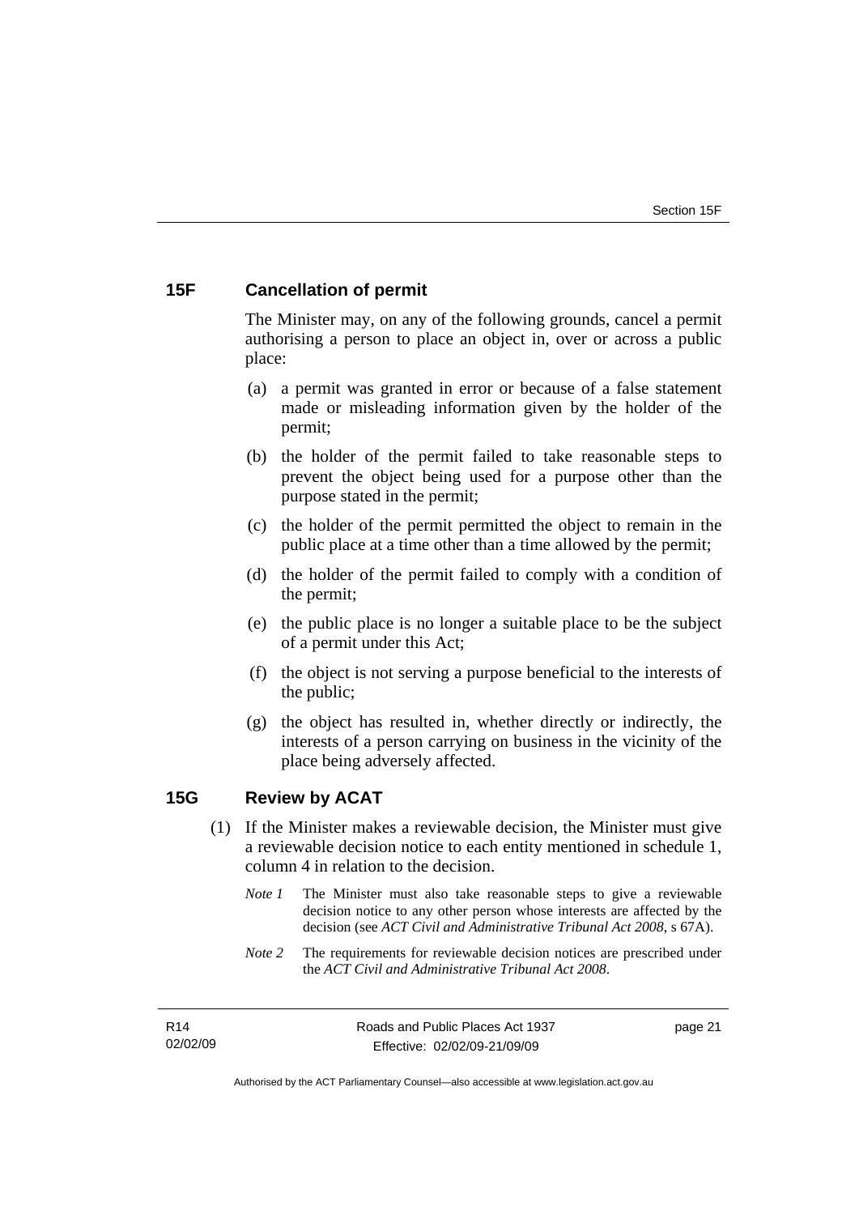## 15F Cancellation of permit

The Minister may, on any of the following grounds, cancel a permit authorising a person to place an object in, over or across a public place:

(a) a permit was granted in error or because of a false statement made or misleading information given by the holder of the permit;

(b) the holder of the permit failed to take reasonable steps to prevent the object being used for a purpose other than the purpose stated in the permit;

(c) the holder of the permit permitted the object to remain in the public place at a time other than a time allowed by the permit;

(d) the holder of the permit failed to comply with a condition of the permit;

(e) the public place is no longer a suitable place to be the subject of a permit under this Act;

(f) the object is not serving a purpose beneficial to the interests of the public;

(g) the object has resulted in, whether directly or indirectly, the interests of a person carrying on business in the vicinity of the place being adversely affected.

## 15G Review by ACAT

(1) If the Minister makes a reviewable decision, the Minister must give a reviewable decision notice to each entity mentioned in schedule 1, column 4 in relation to the decision.

*Note 1* The Minister must also take reasonable steps to give a reviewable decision notice to any other person whose interests are affected by the decision (see *ACT Civil and Administrative Tribunal Act 2008*, s 67A).

*Note 2* The requirements for reviewable decision notices are prescribed under the *ACT Civil and Administrative Tribunal Act 2008*.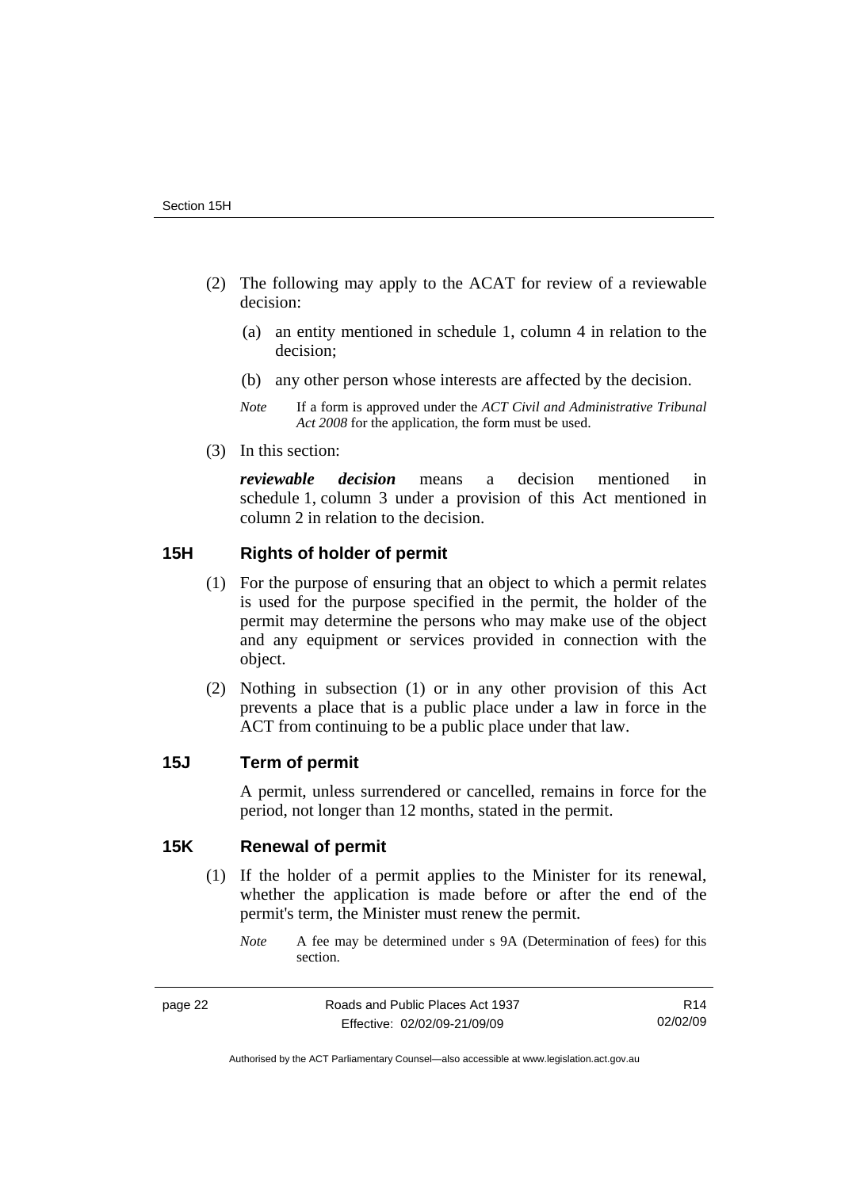(2) The following may apply to the ACAT for review of a reviewable decision:

(a) an entity mentioned in schedule 1, column 4 in relation to the decision;

(b) any other person whose interests are affected by the decision.

*Note* If a form is approved under the *ACT Civil and Administrative Tribunal Act 2008* for the application, the form must be used.

(3) In this section:

***reviewable decision*** means a decision mentioned in schedule 1, column 3 under a provision of this Act mentioned in column 2 in relation to the decision.

## 15H Rights of holder of permit

(1) For the purpose of ensuring that an object to which a permit relates is used for the purpose specified in the permit, the holder of the permit may determine the persons who may make use of the object and any equipment or services provided in connection with the object.

(2) Nothing in subsection (1) or in any other provision of this Act prevents a place that is a public place under a law in force in the ACT from continuing to be a public place under that law.

## 15J Term of permit

A permit, unless surrendered or cancelled, remains in force for the period, not longer than 12 months, stated in the permit.

## 15K Renewal of permit

(1) If the holder of a permit applies to the Minister for its renewal, whether the application is made before or after the end of the permit's term, the Minister must renew the permit.

*Note* A fee may be determined under s 9A (Determination of fees) for this section.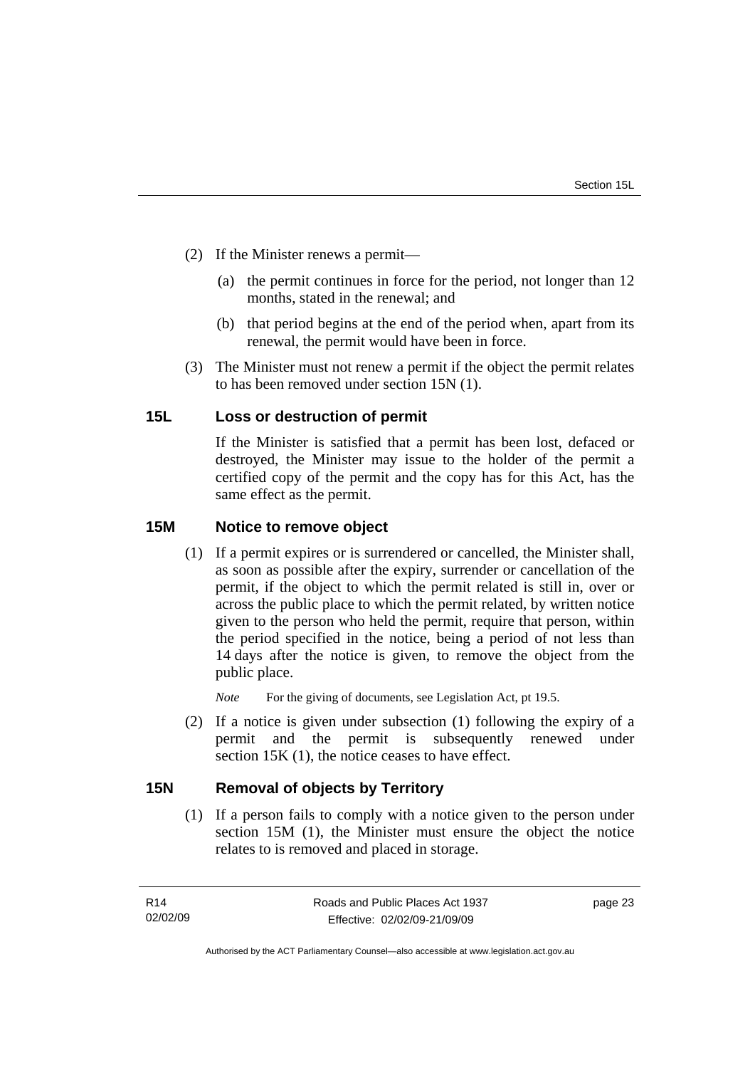(2) If the Minister renews a permit—

(a) the permit continues in force for the period, not longer than 12 months, stated in the renewal; and

(b) that period begins at the end of the period when, apart from its renewal, the permit would have been in force.

(3) The Minister must not renew a permit if the object the permit relates to has been removed under section 15N (1).

## 15L Loss or destruction of permit

If the Minister is satisfied that a permit has been lost, defaced or destroyed, the Minister may issue to the holder of the permit a certified copy of the permit and the copy has for this Act, has the same effect as the permit.

## 15M Notice to remove object

(1) If a permit expires or is surrendered or cancelled, the Minister shall, as soon as possible after the expiry, surrender or cancellation of the permit, if the object to which the permit related is still in, over or across the public place to which the permit related, by written notice given to the person who held the permit, require that person, within the period specified in the notice, being a period of not less than 14 days after the notice is given, to remove the object from the public place.

*Note* For the giving of documents, see Legislation Act, pt 19.5.

(2) If a notice is given under subsection (1) following the expiry of a permit and the permit is subsequently renewed under section 15K (1), the notice ceases to have effect.

## 15N Removal of objects by Territory

(1) If a person fails to comply with a notice given to the person under section 15M (1), the Minister must ensure the object the notice relates to is removed and placed in storage.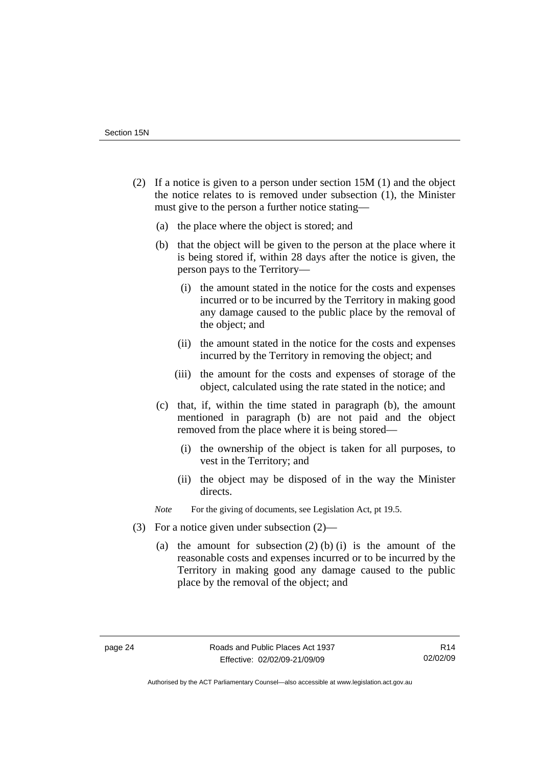(2) If a notice is given to a person under section 15M (1) and the object the notice relates to is removed under subsection (1), the Minister must give to the person a further notice stating—

(a) the place where the object is stored; and

(b) that the object will be given to the person at the place where it is being stored if, within 28 days after the notice is given, the person pays to the Territory—

(i) the amount stated in the notice for the costs and expenses incurred or to be incurred by the Territory in making good any damage caused to the public place by the removal of the object; and

(ii) the amount stated in the notice for the costs and expenses incurred by the Territory in removing the object; and

(iii) the amount for the costs and expenses of storage of the object, calculated using the rate stated in the notice; and

(c) that, if, within the time stated in paragraph (b), the amount mentioned in paragraph (b) are not paid and the object removed from the place where it is being stored—

(i) the ownership of the object is taken for all purposes, to vest in the Territory; and

(ii) the object may be disposed of in the way the Minister directs.

*Note* For the giving of documents, see Legislation Act, pt 19.5.

(3) For a notice given under subsection (2)—

(a) the amount for subsection (2) (b) (i) is the amount of the reasonable costs and expenses incurred or to be incurred by the Territory in making good any damage caused to the public place by the removal of the object; and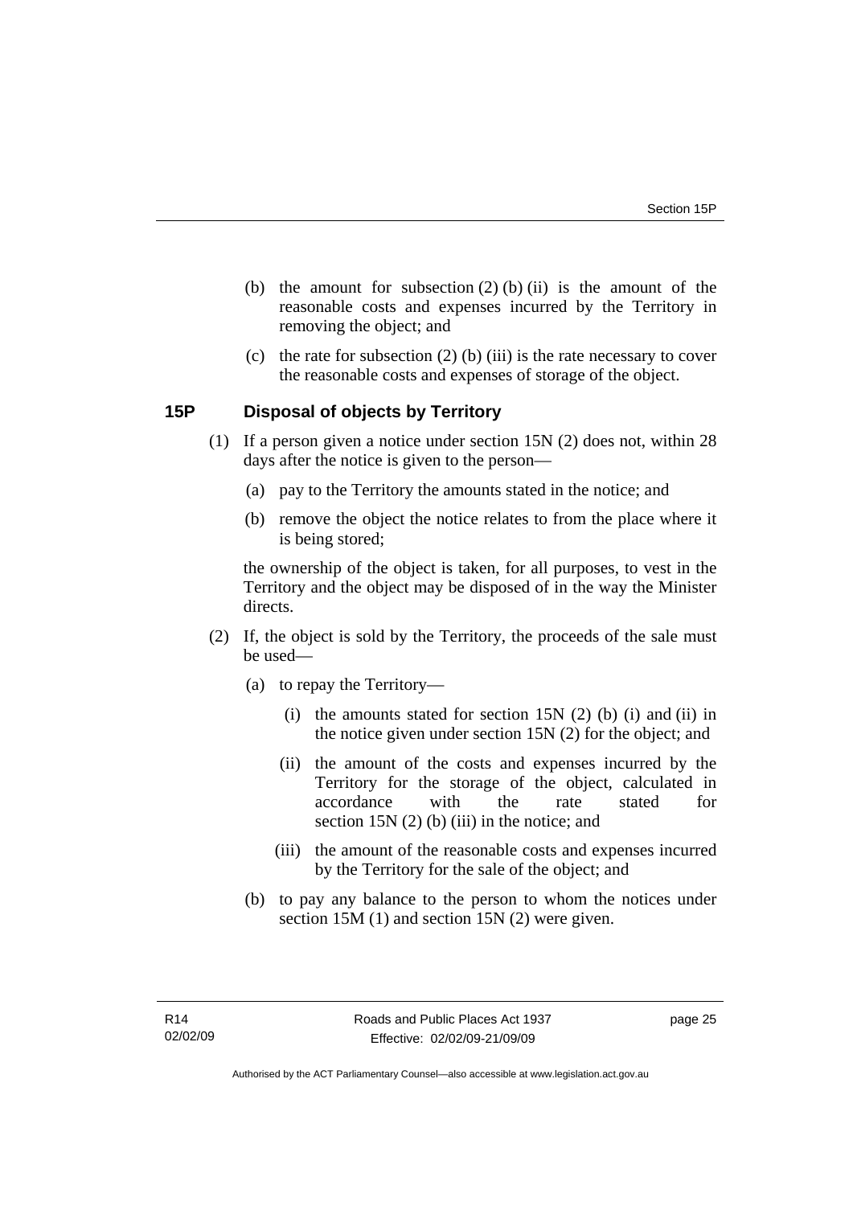(b) the amount for subsection (2) (b) (ii) is the amount of the reasonable costs and expenses incurred by the Territory in removing the object; and

(c) the rate for subsection (2) (b) (iii) is the rate necessary to cover the reasonable costs and expenses of storage of the object.

### 15P Disposal of objects by Territory

(1) If a person given a notice under section 15N (2) does not, within 28 days after the notice is given to the person—

(a) pay to the Territory the amounts stated in the notice; and

(b) remove the object the notice relates to from the place where it is being stored;

the ownership of the object is taken, for all purposes, to vest in the Territory and the object may be disposed of in the way the Minister directs.

(2) If, the object is sold by the Territory, the proceeds of the sale must be used—

(a) to repay the Territory—

(i) the amounts stated for section 15N (2) (b) (i) and (ii) in the notice given under section 15N (2) for the object; and

(ii) the amount of the costs and expenses incurred by the Territory for the storage of the object, calculated in accordance with the rate stated for section 15N (2) (b) (iii) in the notice; and

(iii) the amount of the reasonable costs and expenses incurred by the Territory for the sale of the object; and

(b) to pay any balance to the person to whom the notices under section 15M (1) and section 15N (2) were given.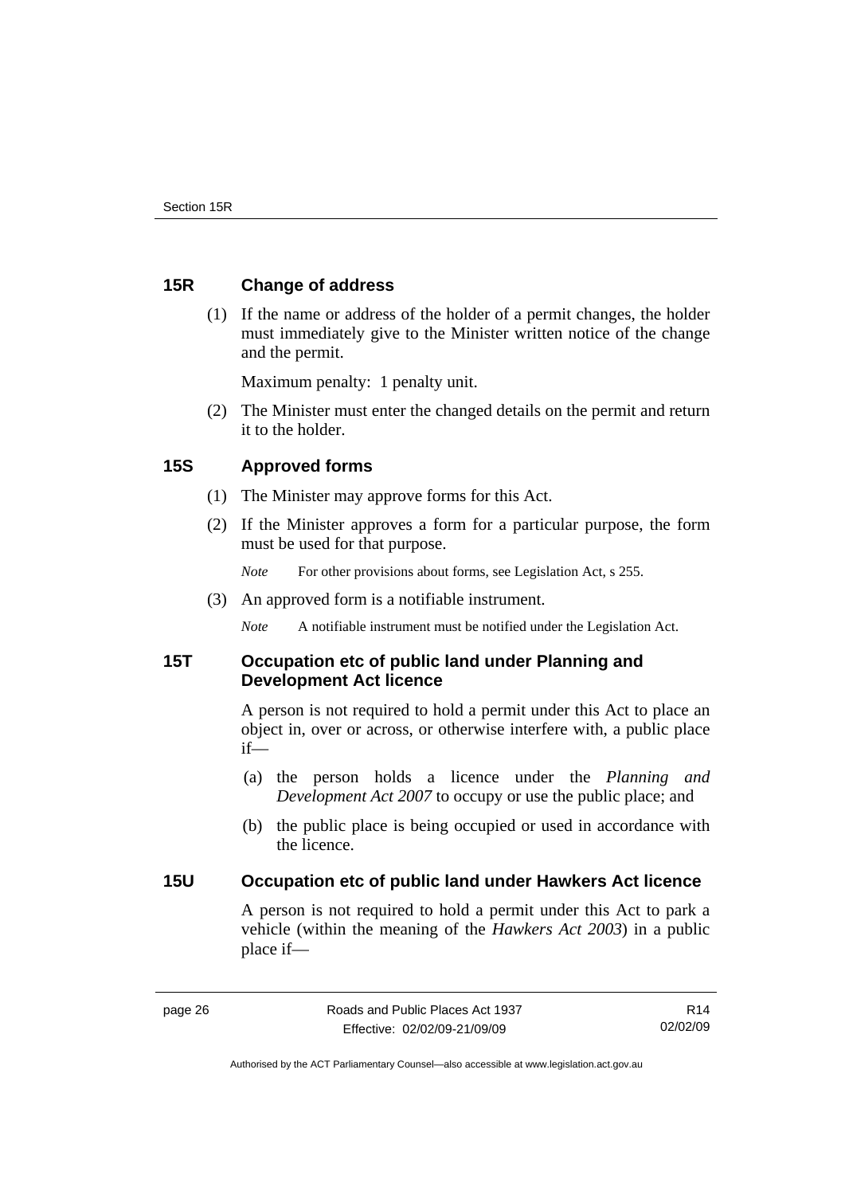### 15R Change of address

(1) If the name or address of the holder of a permit changes, the holder must immediately give to the Minister written notice of the change and the permit.

Maximum penalty: 1 penalty unit.

(2) The Minister must enter the changed details on the permit and return it to the holder.

### 15S Approved forms

(1) The Minister may approve forms for this Act.

(2) If the Minister approves a form for a particular purpose, the form must be used for that purpose.

*Note* For other provisions about forms, see Legislation Act, s 255.

(3) An approved form is a notifiable instrument.

*Note* A notifiable instrument must be notified under the Legislation Act.

### 15T Occupation etc of public land under Planning and Development Act licence

A person is not required to hold a permit under this Act to place an object in, over or across, or otherwise interfere with, a public place if—

(a) the person holds a licence under the *Planning and Development Act 2007* to occupy or use the public place; and

(b) the public place is being occupied or used in accordance with the licence.

### 15U Occupation etc of public land under Hawkers Act licence

A person is not required to hold a permit under this Act to park a vehicle (within the meaning of the *Hawkers Act 2003*) in a public place if—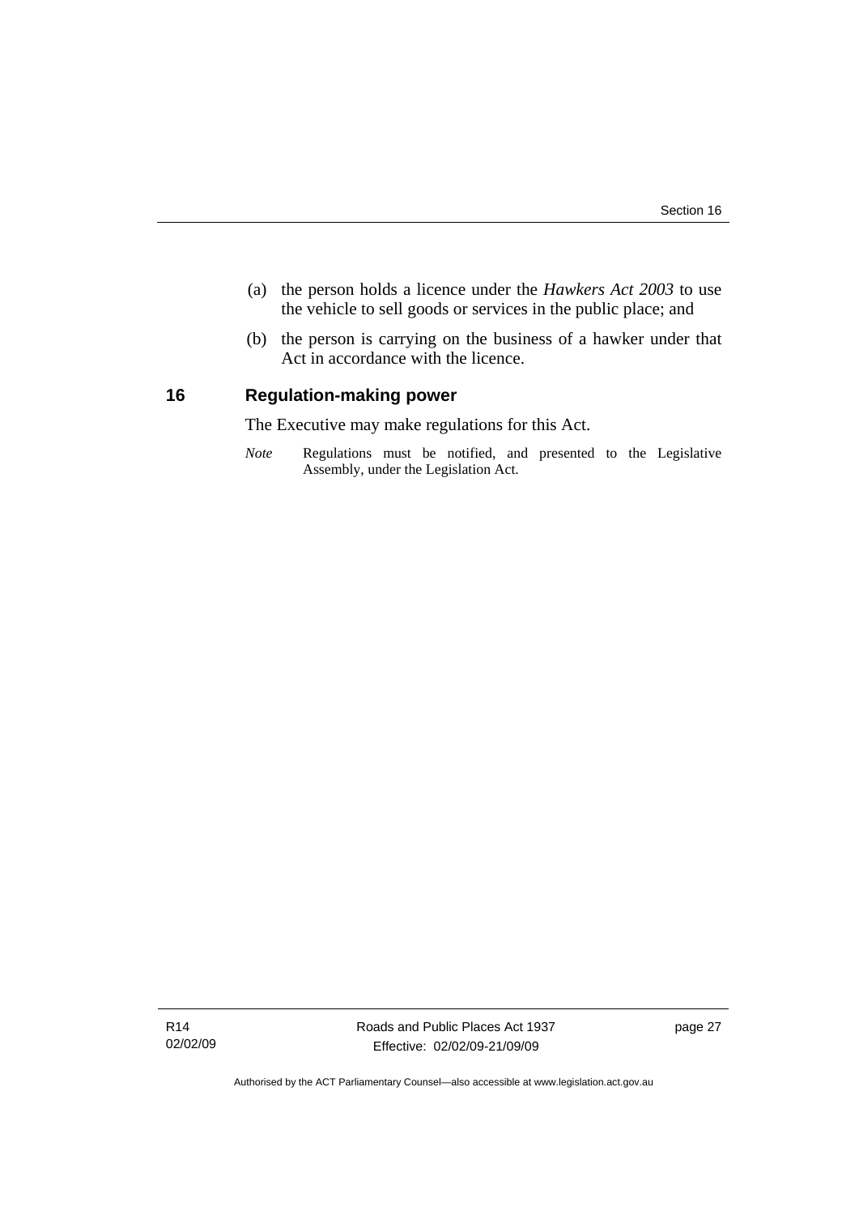(a) the person holds a licence under the *Hawkers Act 2003* to use the vehicle to sell goods or services in the public place; and

(b) the person is carrying on the business of a hawker under that Act in accordance with the licence.

## 16 Regulation-making power

The Executive may make regulations for this Act.

*Note* Regulations must be notified, and presented to the Legislative Assembly, under the Legislation Act.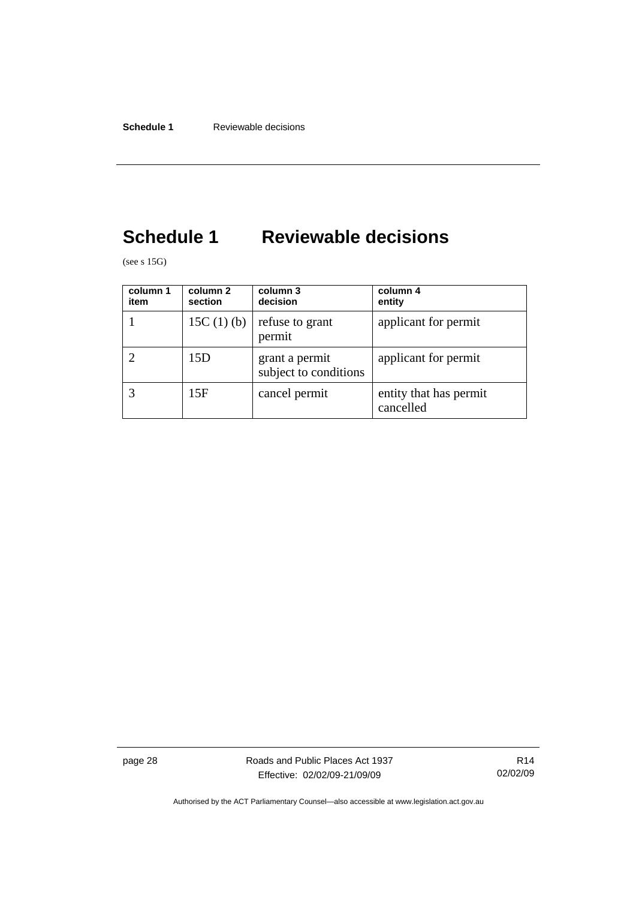# Schedule 1 Reviewable decisions

(see s 15G)

| column 1 item | column 2 section | column 3 decision | column 4 entity |
|---|---|---|---|
| 1 | 15C (1) (b) | refuse to grant permit | applicant for permit |
| 2 | 15D | grant a permit subject to conditions | applicant for permit |
| 3 | 15F | cancel permit | entity that has permit cancelled |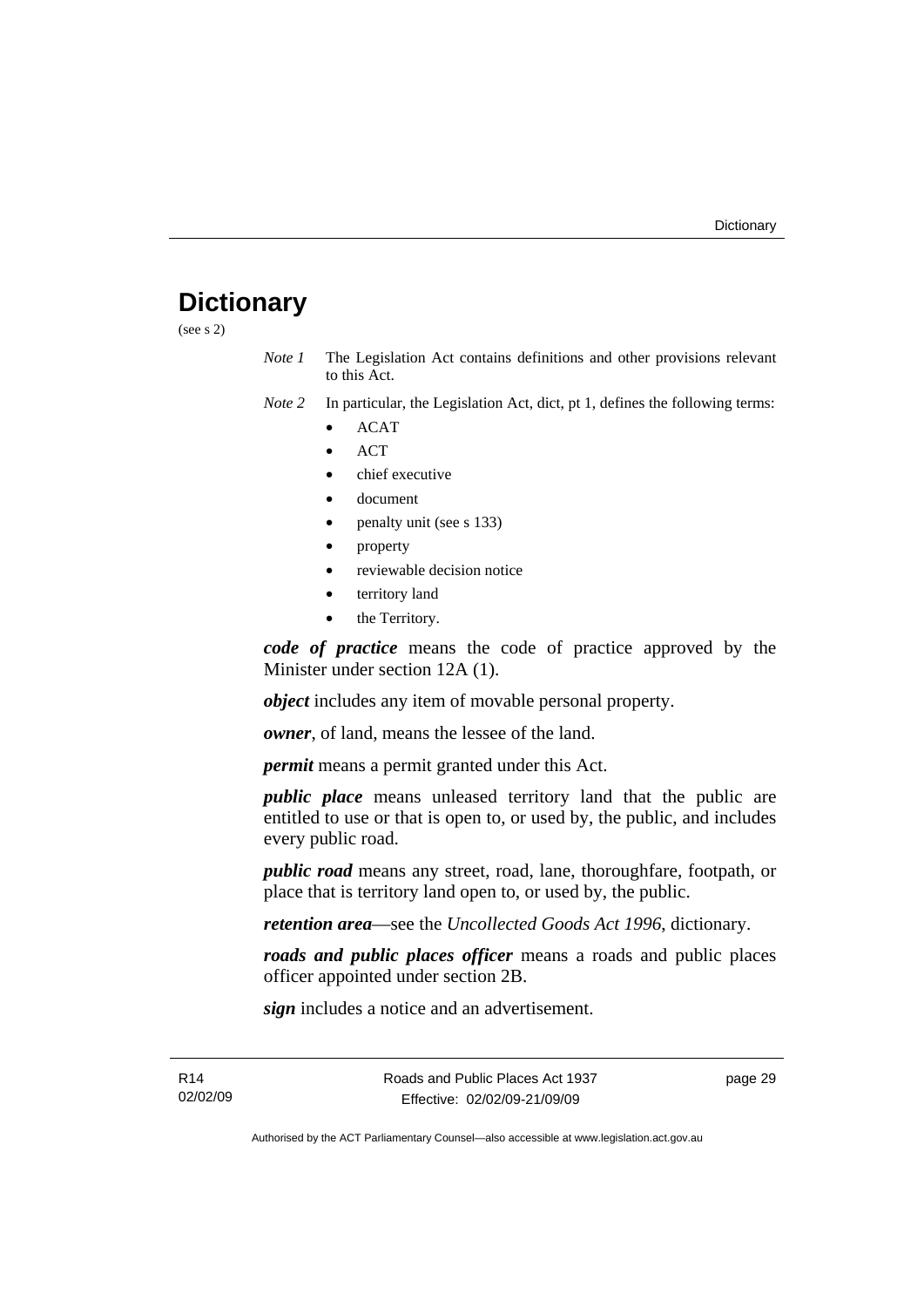# Dictionary

(see s 2)

*Note 1* The Legislation Act contains definitions and other provisions relevant to this Act.

*Note 2* In particular, the Legislation Act, dict, pt 1, defines the following terms:

- ACAT
- ACT
- chief executive
- document
- penalty unit (see s 133)
- property
- reviewable decision notice
- territory land
- the Territory.

***code of practice*** means the code of practice approved by the Minister under section 12A (1).

***object*** includes any item of movable personal property.

***owner***, of land, means the lessee of the land.

***permit*** means a permit granted under this Act.

***public place*** means unleased territory land that the public are entitled to use or that is open to, or used by, the public, and includes every public road.

***public road*** means any street, road, lane, thoroughfare, footpath, or place that is territory land open to, or used by, the public.

***retention area***—see the *Uncollected Goods Act 1996*, dictionary.

***roads and public places officer*** means a roads and public places officer appointed under section 2B.

***sign*** includes a notice and an advertisement.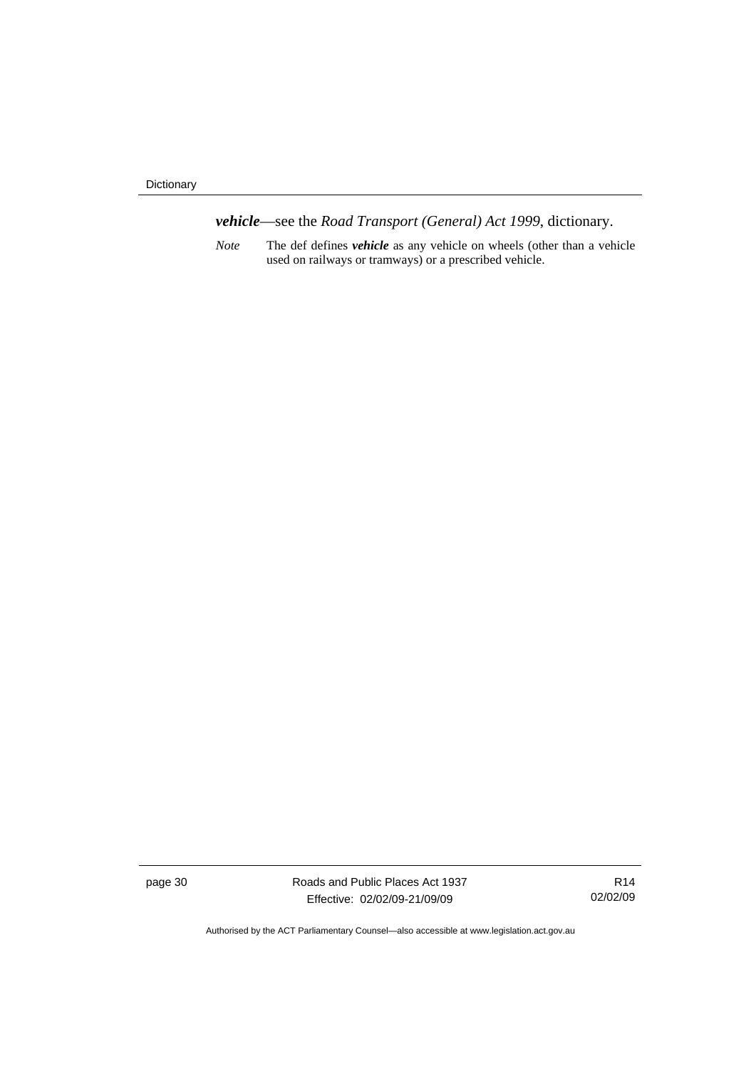***vehicle***—see the *Road Transport (General) Act 1999*, dictionary.

*Note* The def defines ***vehicle*** as any vehicle on wheels (other than a vehicle used on railways or tramways) or a prescribed vehicle.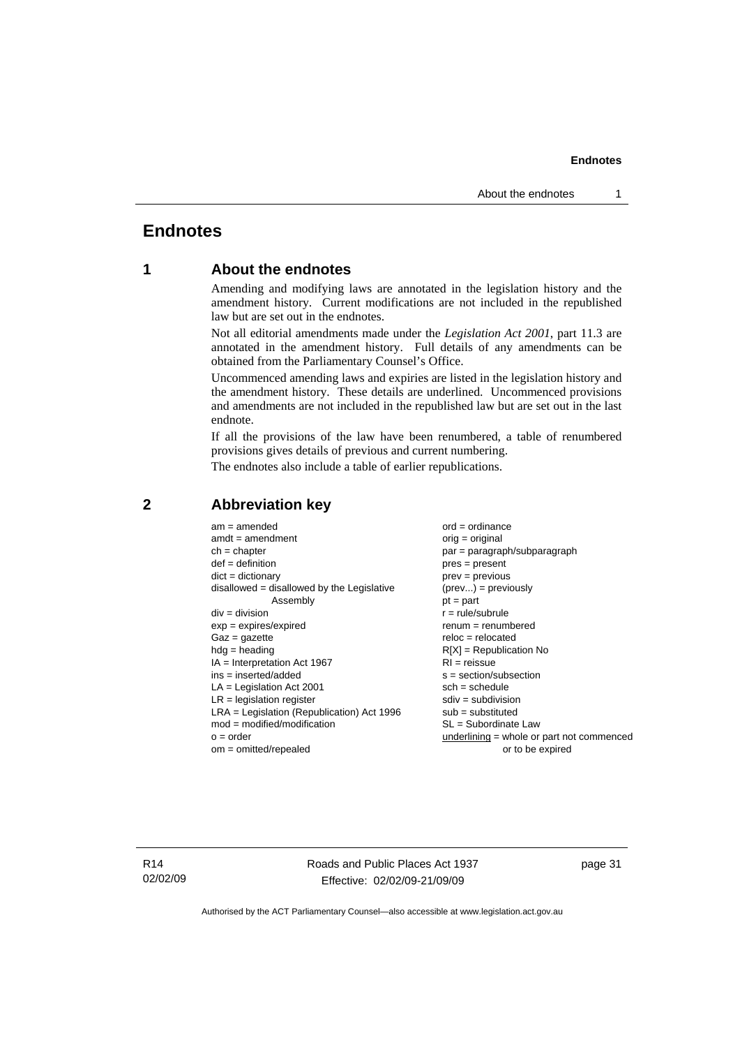# Endnotes

## 1 About the endnotes

Amending and modifying laws are annotated in the legislation history and the amendment history. Current modifications are not included in the republished law but are set out in the endnotes.

Not all editorial amendments made under the *Legislation Act 2001*, part 11.3 are annotated in the amendment history. Full details of any amendments can be obtained from the Parliamentary Counsel's Office.

Uncommenced amending laws and expiries are listed in the legislation history and the amendment history. These details are underlined. Uncommenced provisions and amendments are not included in the republished law but are set out in the last endnote.

If all the provisions of the law have been renumbered, a table of renumbered provisions gives details of previous and current numbering.

The endnotes also include a table of earlier republications.

## 2 Abbreviation key

am = amended
amdt = amendment
ch = chapter
def = definition
dict = dictionary
disallowed = disallowed by the Legislative Assembly
div = division
exp = expires/expired
Gaz = gazette
hdg = heading
IA = Interpretation Act 1967
ins = inserted/added
LA = Legislation Act 2001
LR = legislation register
LRA = Legislation (Republication) Act 1996
mod = modified/modification
o = order
om = omitted/repealed
ord = ordinance
orig = original
par = paragraph/subparagraph
pres = present
prev = previous
(prev...) = previously
pt = part
r = rule/subrule
renum = renumbered
reloc = relocated
R[X] = Republication No
RI = reissue
s = section/subsection
sch = schedule
sdiv = subdivision
sub = substituted
SL = Subordinate Law
underlining = whole or part not commenced or to be expired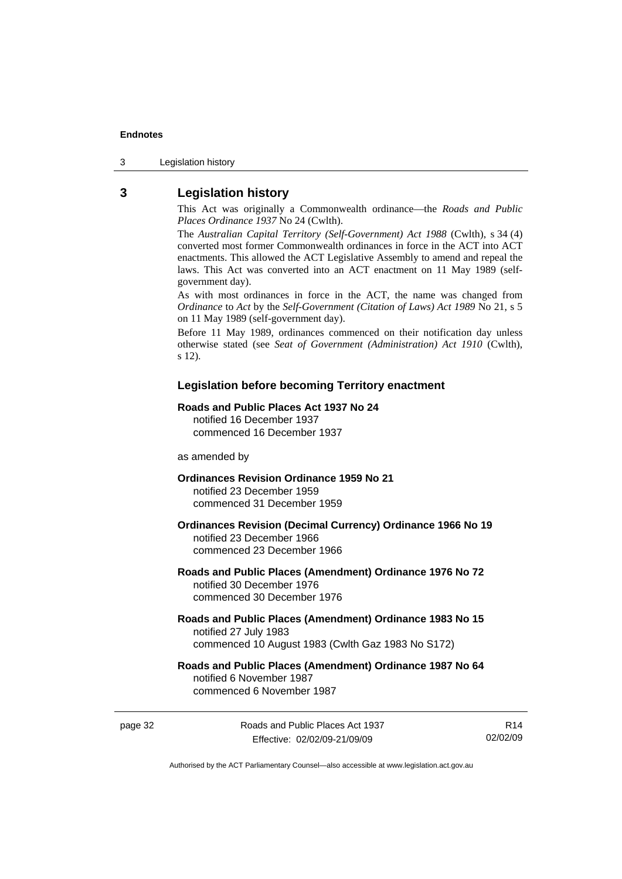## 3 Legislation history

This Act was originally a Commonwealth ordinance—the *Roads and Public Places Ordinance 1937* No 24 (Cwlth).

The *Australian Capital Territory (Self-Government) Act 1988* (Cwlth), s 34 (4) converted most former Commonwealth ordinances in force in the ACT into ACT enactments. This allowed the ACT Legislative Assembly to amend and repeal the laws. This Act was converted into an ACT enactment on 11 May 1989 (self-government day).

As with most ordinances in force in the ACT, the name was changed from *Ordinance* to *Act* by the *Self-Government (Citation of Laws) Act 1989* No 21, s 5 on 11 May 1989 (self-government day).

Before 11 May 1989, ordinances commenced on their notification day unless otherwise stated (see *Seat of Government (Administration) Act 1910* (Cwlth), s 12).

### Legislation before becoming Territory enactment

**Roads and Public Places Act 1937 No 24**
notified 16 December 1937
commenced 16 December 1937

as amended by

**Ordinances Revision Ordinance 1959 No 21**
notified 23 December 1959
commenced 31 December 1959

**Ordinances Revision (Decimal Currency) Ordinance 1966 No 19**
notified 23 December 1966
commenced 23 December 1966

**Roads and Public Places (Amendment) Ordinance 1976 No 72**
notified 30 December 1976
commenced 30 December 1976

**Roads and Public Places (Amendment) Ordinance 1983 No 15**
notified 27 July 1983
commenced 10 August 1983 (Cwlth Gaz 1983 No S172)

**Roads and Public Places (Amendment) Ordinance 1987 No 64**
notified 6 November 1987
commenced 6 November 1987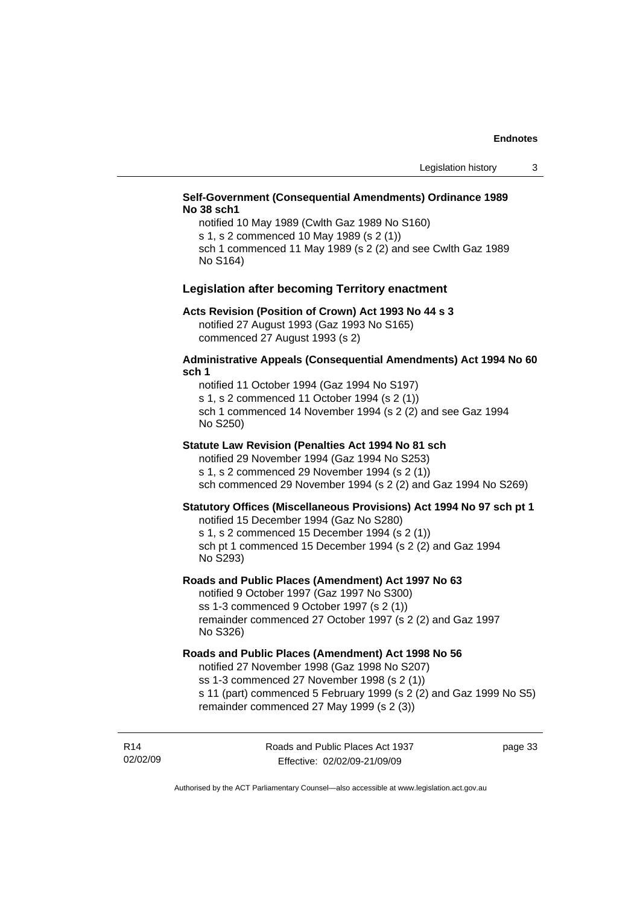**Self-Government (Consequential Amendments) Ordinance 1989 No 38 sch1**

notified 10 May 1989 (Cwlth Gaz 1989 No S160)
s 1, s 2 commenced 10 May 1989 (s 2 (1))
sch 1 commenced 11 May 1989 (s 2 (2) and see Cwlth Gaz 1989 No S164)

## Legislation after becoming Territory enactment

**Acts Revision (Position of Crown) Act 1993 No 44 s 3**

notified 27 August 1993 (Gaz 1993 No S165)
commenced 27 August 1993 (s 2)

**Administrative Appeals (Consequential Amendments) Act 1994 No 60 sch 1**

notified 11 October 1994 (Gaz 1994 No S197)
s 1, s 2 commenced 11 October 1994 (s 2 (1))
sch 1 commenced 14 November 1994 (s 2 (2) and see Gaz 1994 No S250)

**Statute Law Revision (Penalties Act 1994 No 81 sch**

notified 29 November 1994 (Gaz 1994 No S253)
s 1, s 2 commenced 29 November 1994 (s 2 (1))
sch commenced 29 November 1994 (s 2 (2) and Gaz 1994 No S269)

**Statutory Offices (Miscellaneous Provisions) Act 1994 No 97 sch pt 1**

notified 15 December 1994 (Gaz No S280)
s 1, s 2 commenced 15 December 1994 (s 2 (1))
sch pt 1 commenced 15 December 1994 (s 2 (2) and Gaz 1994 No S293)

**Roads and Public Places (Amendment) Act 1997 No 63**

notified 9 October 1997 (Gaz 1997 No S300)
ss 1-3 commenced 9 October 1997 (s 2 (1))
remainder commenced 27 October 1997 (s 2 (2) and Gaz 1997 No S326)

**Roads and Public Places (Amendment) Act 1998 No 56**

notified 27 November 1998 (Gaz 1998 No S207)
ss 1-3 commenced 27 November 1998 (s 2 (1))
s 11 (part) commenced 5 February 1999 (s 2 (2) and Gaz 1999 No S5)
remainder commenced 27 May 1999 (s 2 (3))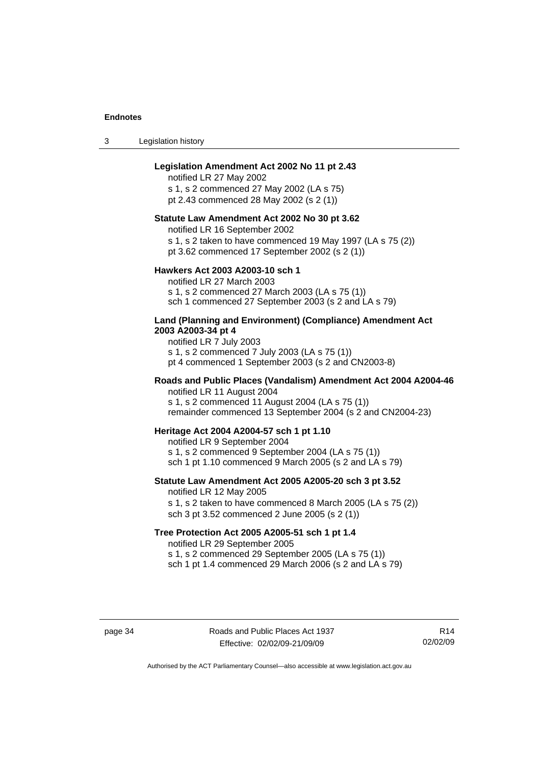**Legislation Amendment Act 2002 No 11 pt 2.43**

notified LR 27 May 2002
s 1, s 2 commenced 27 May 2002 (LA s 75)
pt 2.43 commenced 28 May 2002 (s 2 (1))

**Statute Law Amendment Act 2002 No 30 pt 3.62**

notified LR 16 September 2002
s 1, s 2 taken to have commenced 19 May 1997 (LA s 75 (2))
pt 3.62 commenced 17 September 2002 (s 2 (1))

**Hawkers Act 2003 A2003-10 sch 1**

notified LR 27 March 2003
s 1, s 2 commenced 27 March 2003 (LA s 75 (1))
sch 1 commenced 27 September 2003 (s 2 and LA s 79)

**Land (Planning and Environment) (Compliance) Amendment Act 2003 A2003-34 pt 4**

notified LR 7 July 2003
s 1, s 2 commenced 7 July 2003 (LA s 75 (1))
pt 4 commenced 1 September 2003 (s 2 and CN2003-8)

**Roads and Public Places (Vandalism) Amendment Act 2004 A2004-46**

notified LR 11 August 2004
s 1, s 2 commenced 11 August 2004 (LA s 75 (1))
remainder commenced 13 September 2004 (s 2 and CN2004-23)

**Heritage Act 2004 A2004-57 sch 1 pt 1.10**

notified LR 9 September 2004
s 1, s 2 commenced 9 September 2004 (LA s 75 (1))
sch 1 pt 1.10 commenced 9 March 2005 (s 2 and LA s 79)

**Statute Law Amendment Act 2005 A2005-20 sch 3 pt 3.52**

notified LR 12 May 2005
s 1, s 2 taken to have commenced 8 March 2005 (LA s 75 (2))
sch 3 pt 3.52 commenced 2 June 2005 (s 2 (1))

**Tree Protection Act 2005 A2005-51 sch 1 pt 1.4**

notified LR 29 September 2005
s 1, s 2 commenced 29 September 2005 (LA s 75 (1))
sch 1 pt 1.4 commenced 29 March 2006 (s 2 and LA s 79)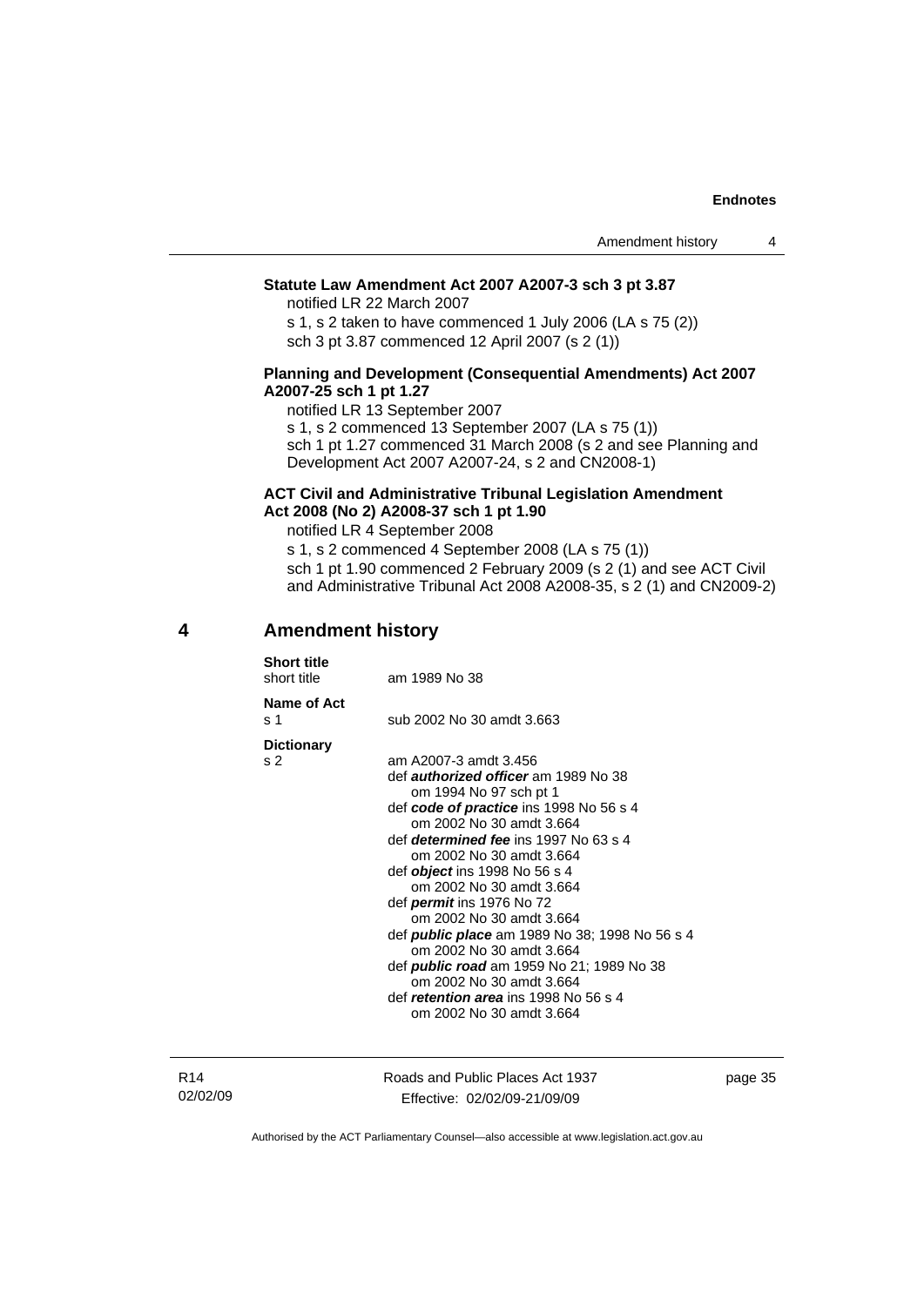**Statute Law Amendment Act 2007 A2007-3 sch 3 pt 3.87**

notified LR 22 March 2007

s 1, s 2 taken to have commenced 1 July 2006 (LA s 75 (2))

sch 3 pt 3.87 commenced 12 April 2007 (s 2 (1))

**Planning and Development (Consequential Amendments) Act 2007 A2007-25 sch 1 pt 1.27**

notified LR 13 September 2007

s 1, s 2 commenced 13 September 2007 (LA s 75 (1))

sch 1 pt 1.27 commenced 31 March 2008 (s 2 and see Planning and Development Act 2007 A2007-24, s 2 and CN2008-1)

**ACT Civil and Administrative Tribunal Legislation Amendment Act 2008 (No 2) A2008-37 sch 1 pt 1.90**

notified LR 4 September 2008

s 1, s 2 commenced 4 September 2008 (LA s 75 (1))

sch 1 pt 1.90 commenced 2 February 2009 (s 2 (1) and see ACT Civil and Administrative Tribunal Act 2008 A2008-35, s 2 (1) and CN2009-2)

## 4 Amendment history

**Short title**
short title — am 1989 No 38

**Name of Act**
s 1 — sub 2002 No 30 amdt 3.663

**Dictionary**
s 2 — am A2007-3 amdt 3.456
def ***authorized officer*** am 1989 No 38
om 1994 No 97 sch pt 1
def ***code of practice*** ins 1998 No 56 s 4
om 2002 No 30 amdt 3.664
def ***determined fee*** ins 1997 No 63 s 4
om 2002 No 30 amdt 3.664
def ***object*** ins 1998 No 56 s 4
om 2002 No 30 amdt 3.664
def ***permit*** ins 1976 No 72
om 2002 No 30 amdt 3.664
def ***public place*** am 1989 No 38; 1998 No 56 s 4
om 2002 No 30 amdt 3.664
def ***public road*** am 1959 No 21; 1989 No 38
om 2002 No 30 amdt 3.664
def ***retention area*** ins 1998 No 56 s 4
om 2002 No 30 amdt 3.664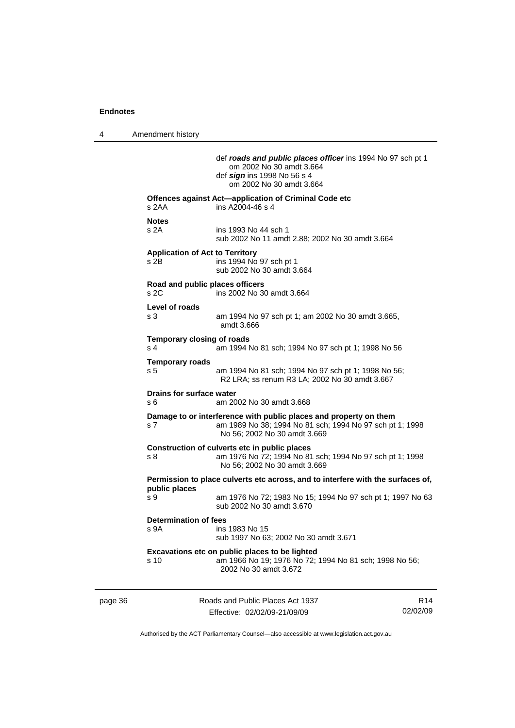def ***roads and public places officer*** ins 1994 No 97 sch pt 1
om 2002 No 30 amdt 3.664
def ***sign*** ins 1998 No 56 s 4
om 2002 No 30 amdt 3.664

**Offences against Act—application of Criminal Code etc**
s 2AA ins A2004-46 s 4

**Notes**
s 2A ins 1993 No 44 sch 1
sub 2002 No 11 amdt 2.88; 2002 No 30 amdt 3.664

**Application of Act to Territory**
s 2B ins 1994 No 97 sch pt 1
sub 2002 No 30 amdt 3.664

**Road and public places officers**
s 2C ins 2002 No 30 amdt 3.664

**Level of roads**
s 3 am 1994 No 97 sch pt 1; am 2002 No 30 amdt 3.665, amdt 3.666

**Temporary closing of roads**
s 4 am 1994 No 81 sch; 1994 No 97 sch pt 1; 1998 No 56

**Temporary roads**
s 5 am 1994 No 81 sch; 1994 No 97 sch pt 1; 1998 No 56; R2 LRA; ss renum R3 LA; 2002 No 30 amdt 3.667

**Drains for surface water**
s 6 am 2002 No 30 amdt 3.668

**Damage to or interference with public places and property on them**
s 7 am 1989 No 38; 1994 No 81 sch; 1994 No 97 sch pt 1; 1998 No 56; 2002 No 30 amdt 3.669

**Construction of culverts etc in public places**
s 8 am 1976 No 72; 1994 No 81 sch; 1994 No 97 sch pt 1; 1998 No 56; 2002 No 30 amdt 3.669

**Permission to place culverts etc across, and to interfere with the surfaces of, public places**
s 9 am 1976 No 72; 1983 No 15; 1994 No 97 sch pt 1; 1997 No 63
sub 2002 No 30 amdt 3.670

**Determination of fees**
s 9A ins 1983 No 15
sub 1997 No 63; 2002 No 30 amdt 3.671

**Excavations etc on public places to be lighted**
s 10 am 1966 No 19; 1976 No 72; 1994 No 81 sch; 1998 No 56; 2002 No 30 amdt 3.672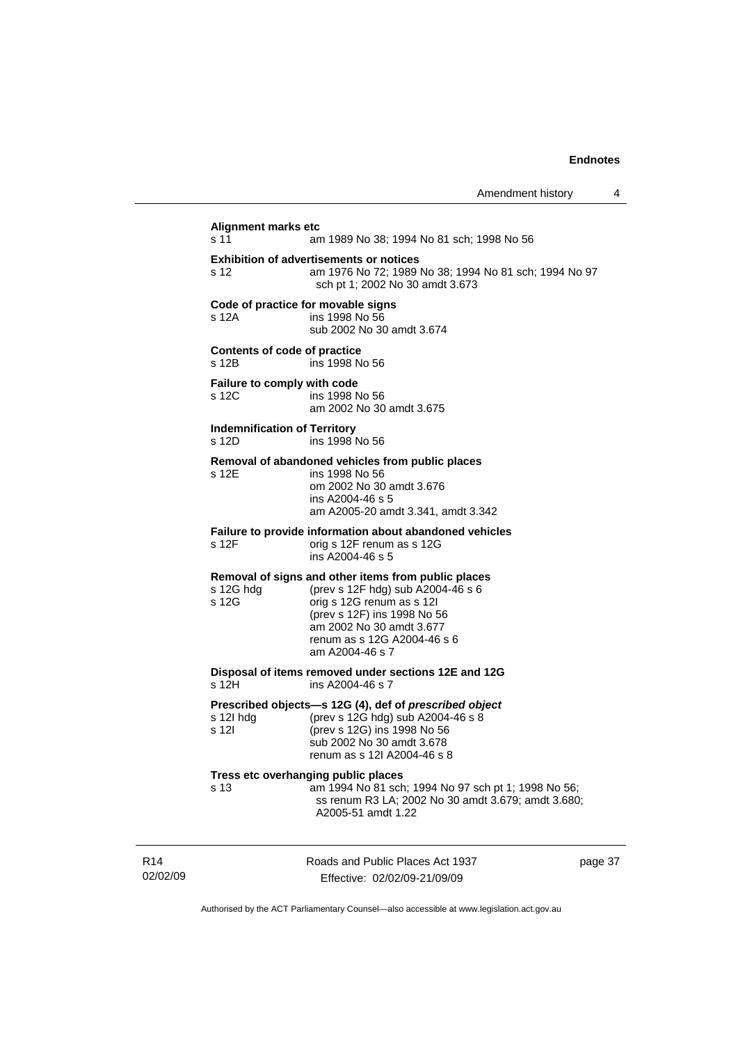**Alignment marks etc**

s 11 am 1989 No 38; 1994 No 81 sch; 1998 No 56

**Exhibition of advertisements or notices**

s 12 am 1976 No 72; 1989 No 38; 1994 No 81 sch; 1994 No 97 sch pt 1; 2002 No 30 amdt 3.673

**Code of practice for movable signs**

s 12A ins 1998 No 56
sub 2002 No 30 amdt 3.674

**Contents of code of practice**

s 12B ins 1998 No 56

**Failure to comply with code**

s 12C ins 1998 No 56
am 2002 No 30 amdt 3.675

**Indemnification of Territory**

s 12D ins 1998 No 56

**Removal of abandoned vehicles from public places**

s 12E ins 1998 No 56
om 2002 No 30 amdt 3.676
ins A2004-46 s 5
am A2005-20 amdt 3.341, amdt 3.342

**Failure to provide information about abandoned vehicles**

s 12F orig s 12F renum as s 12G
ins A2004-46 s 5

**Removal of signs and other items from public places**

s 12G hdg (prev s 12F hdg) sub A2004-46 s 6
s 12G orig s 12G renum as s 12I
(prev s 12F) ins 1998 No 56
am 2002 No 30 amdt 3.677
renum as s 12G A2004-46 s 6
am A2004-46 s 7

**Disposal of items removed under sections 12E and 12G**

s 12H ins A2004-46 s 7

**Prescribed objects—s 12G (4), def of *prescribed object***

s 12I hdg (prev s 12G hdg) sub A2004-46 s 8
s 12I (prev s 12G) ins 1998 No 56
sub 2002 No 30 amdt 3.678
renum as s 12I A2004-46 s 8

**Tress etc overhanging public places**

s 13 am 1994 No 81 sch; 1994 No 97 sch pt 1; 1998 No 56; ss renum R3 LA; 2002 No 30 amdt 3.679; amdt 3.680; A2005-51 amdt 1.22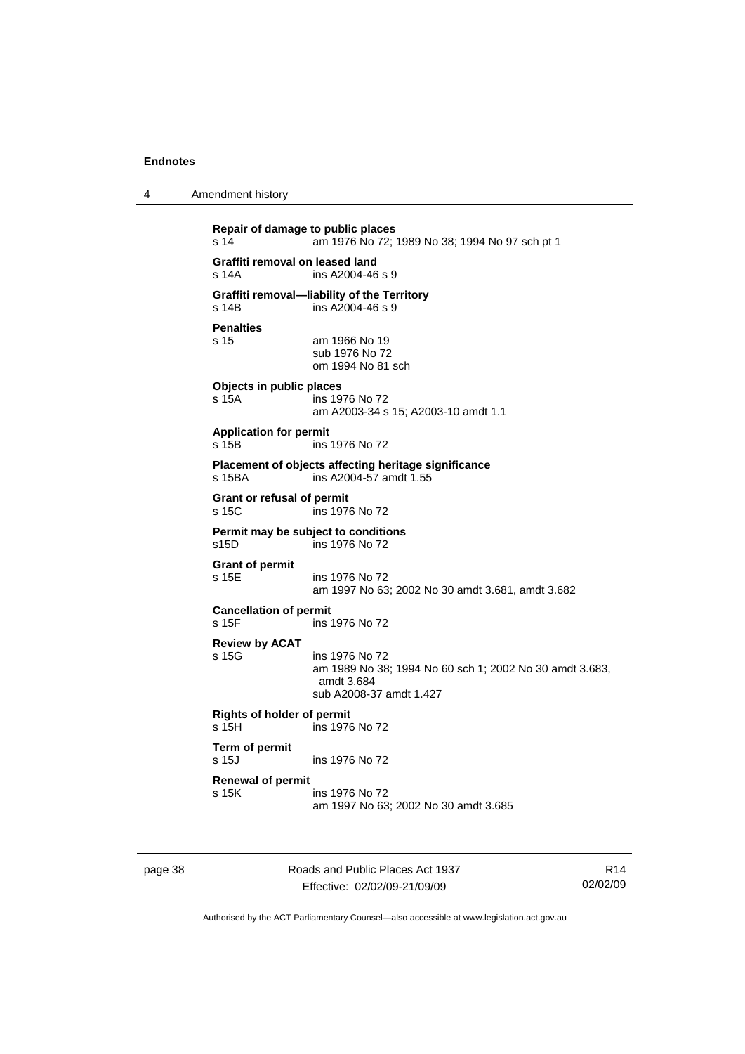**Repair of damage to public places**
s 14 am 1976 No 72; 1989 No 38; 1994 No 97 sch pt 1

**Graffiti removal on leased land**
s 14A ins A2004-46 s 9

**Graffiti removal—liability of the Territory**
s 14B ins A2004-46 s 9

**Penalties**
s 15 am 1966 No 19
sub 1976 No 72
om 1994 No 81 sch

**Objects in public places**
s 15A ins 1976 No 72
am A2003-34 s 15; A2003-10 amdt 1.1

**Application for permit**
s 15B ins 1976 No 72

**Placement of objects affecting heritage significance**
s 15BA ins A2004-57 amdt 1.55

**Grant or refusal of permit**
s 15C ins 1976 No 72

**Permit may be subject to conditions**
s15D ins 1976 No 72

**Grant of permit**
s 15E ins 1976 No 72
am 1997 No 63; 2002 No 30 amdt 3.681, amdt 3.682

**Cancellation of permit**
s 15F ins 1976 No 72

**Review by ACAT**
s 15G ins 1976 No 72
am 1989 No 38; 1994 No 60 sch 1; 2002 No 30 amdt 3.683, amdt 3.684
sub A2008-37 amdt 1.427

**Rights of holder of permit**
s 15H ins 1976 No 72

**Term of permit**
s 15J ins 1976 No 72

**Renewal of permit**
s 15K ins 1976 No 72
am 1997 No 63; 2002 No 30 amdt 3.685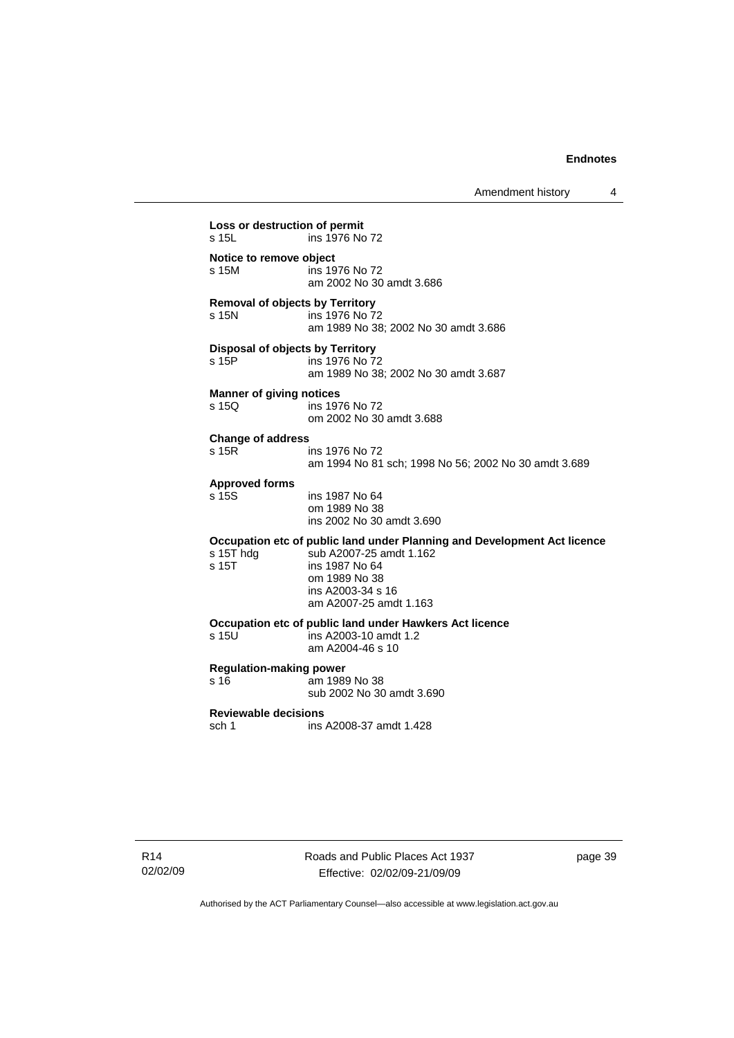**Loss or destruction of permit**
s 15L ins 1976 No 72

**Notice to remove object**
s 15M ins 1976 No 72
am 2002 No 30 amdt 3.686

**Removal of objects by Territory**
s 15N ins 1976 No 72
am 1989 No 38; 2002 No 30 amdt 3.686

**Disposal of objects by Territory**
s 15P ins 1976 No 72
am 1989 No 38; 2002 No 30 amdt 3.687

**Manner of giving notices**
s 15Q ins 1976 No 72
om 2002 No 30 amdt 3.688

**Change of address**
s 15R ins 1976 No 72
am 1994 No 81 sch; 1998 No 56; 2002 No 30 amdt 3.689

**Approved forms**
s 15S ins 1987 No 64
om 1989 No 38
ins 2002 No 30 amdt 3.690

**Occupation etc of public land under Planning and Development Act licence**
s 15T hdg sub A2007-25 amdt 1.162
s 15T ins 1987 No 64
om 1989 No 38
ins A2003-34 s 16
am A2007-25 amdt 1.163

**Occupation etc of public land under Hawkers Act licence**
s 15U ins A2003-10 amdt 1.2
am A2004-46 s 10

**Regulation-making power**
s 16 am 1989 No 38
sub 2002 No 30 amdt 3.690

**Reviewable decisions**
sch 1 ins A2008-37 amdt 1.428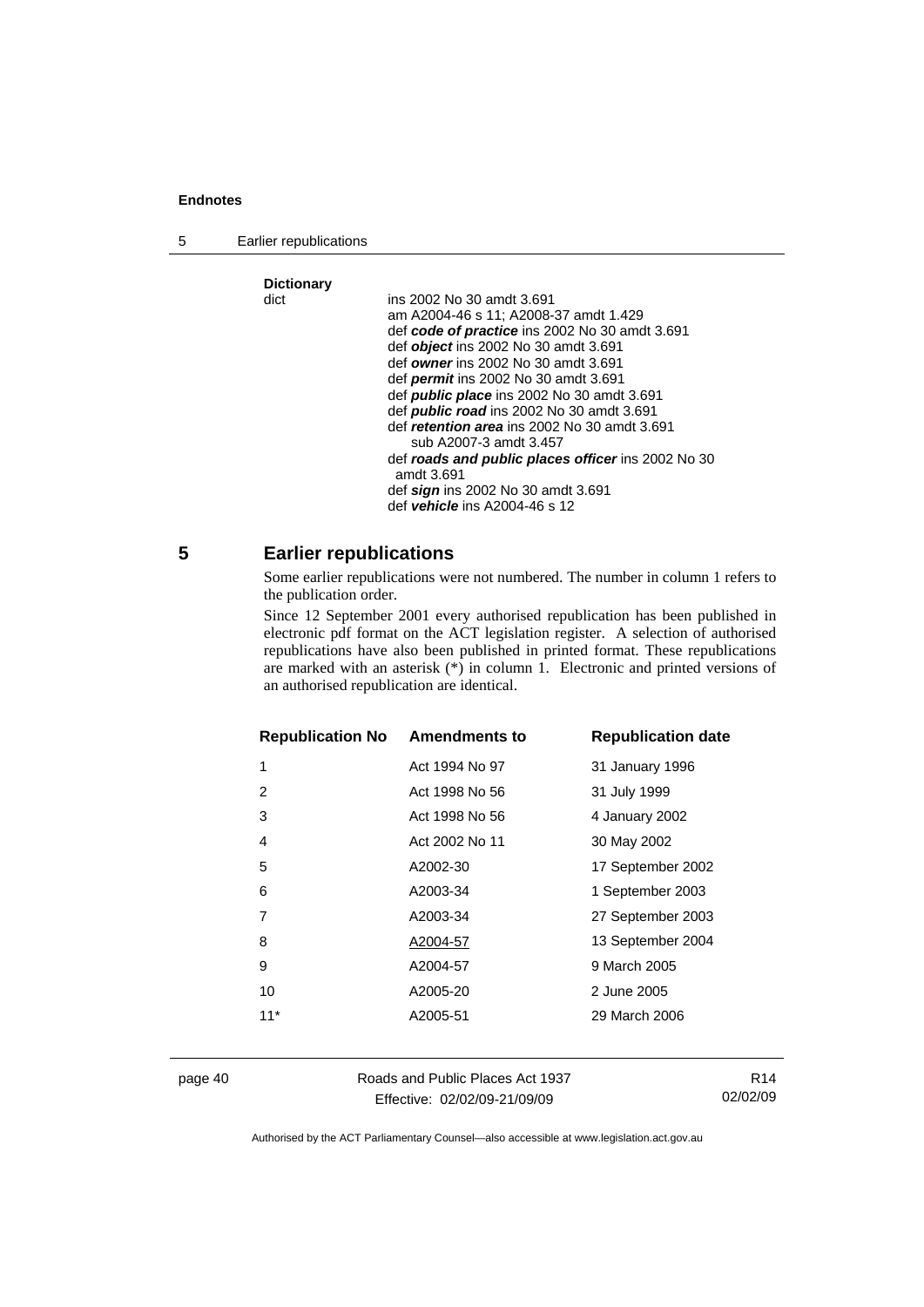**Dictionary**

dict ins 2002 No 30 amdt 3.691
am A2004-46 s 11; A2008-37 amdt 1.429
def ***code of practice*** ins 2002 No 30 amdt 3.691
def ***object*** ins 2002 No 30 amdt 3.691
def ***owner*** ins 2002 No 30 amdt 3.691
def ***permit*** ins 2002 No 30 amdt 3.691
def ***public place*** ins 2002 No 30 amdt 3.691
def ***public road*** ins 2002 No 30 amdt 3.691
def ***retention area*** ins 2002 No 30 amdt 3.691
sub A2007-3 amdt 3.457
def ***roads and public places officer*** ins 2002 No 30 amdt 3.691
def ***sign*** ins 2002 No 30 amdt 3.691
def ***vehicle*** ins A2004-46 s 12

## 5 Earlier republications

Some earlier republications were not numbered. The number in column 1 refers to the publication order.

Since 12 September 2001 every authorised republication has been published in electronic pdf format on the ACT legislation register. A selection of authorised republications have also been published in printed format. These republications are marked with an asterisk (*) in column 1. Electronic and printed versions of an authorised republication are identical.

| Republication No | Amendments to | Republication date |
|---|---|---|
| 1 | Act 1994 No 97 | 31 January 1996 |
| 2 | Act 1998 No 56 | 31 July 1999 |
| 3 | Act 1998 No 56 | 4 January 2002 |
| 4 | Act 2002 No 11 | 30 May 2002 |
| 5 | A2002-30 | 17 September 2002 |
| 6 | A2003-34 | 1 September 2003 |
| 7 | A2003-34 | 27 September 2003 |
| 8 | A2004-57 | 13 September 2004 |
| 9 | A2004-57 | 9 March 2005 |
| 10 | A2005-20 | 2 June 2005 |
| 11* | A2005-51 | 29 March 2006 |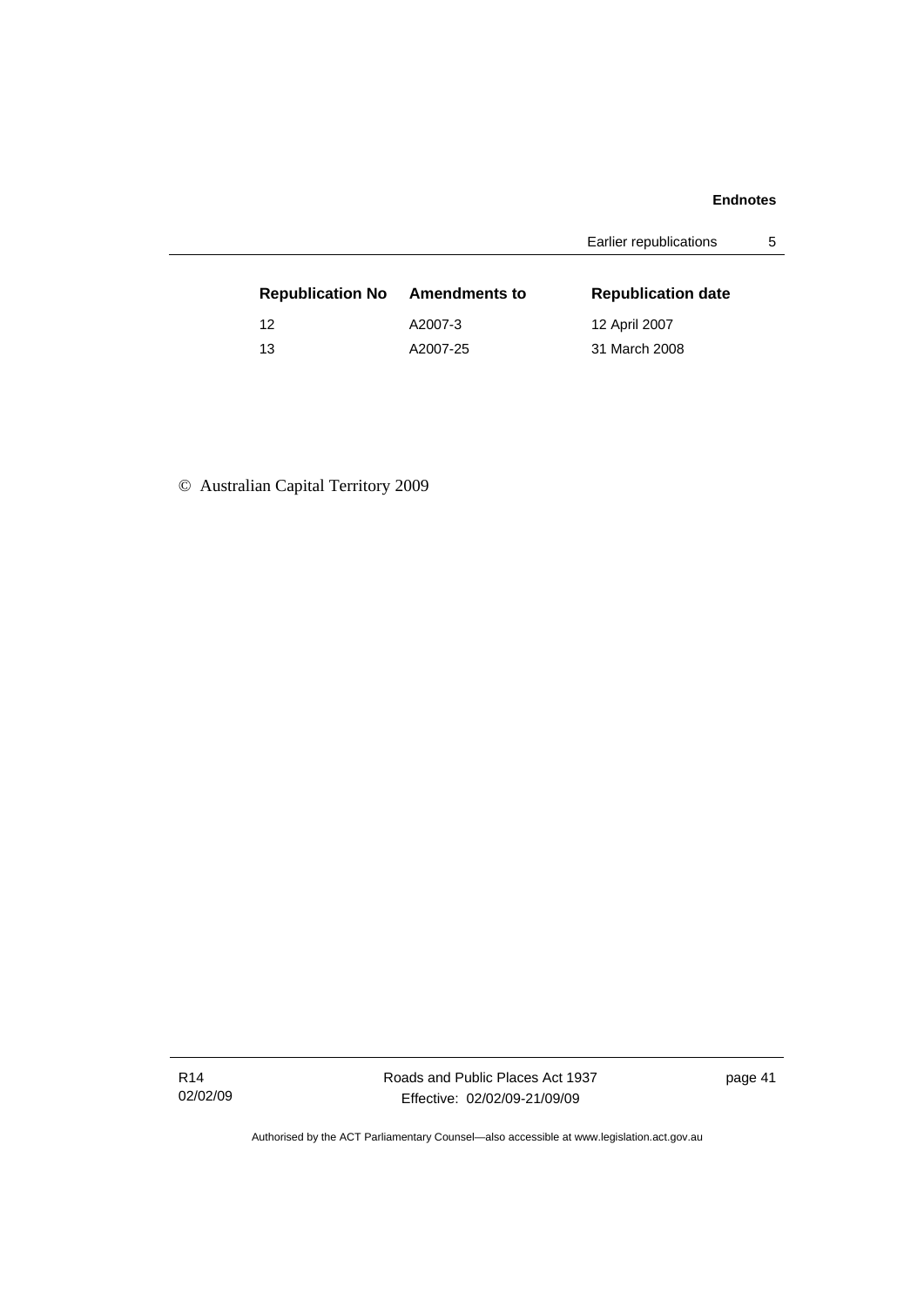| Republication No | Amendments to | Republication date |
|---|---|---|
| 12 | A2007-3 | 12 April 2007 |
| 13 | A2007-25 | 31 March 2008 |

© Australian Capital Territory 2009